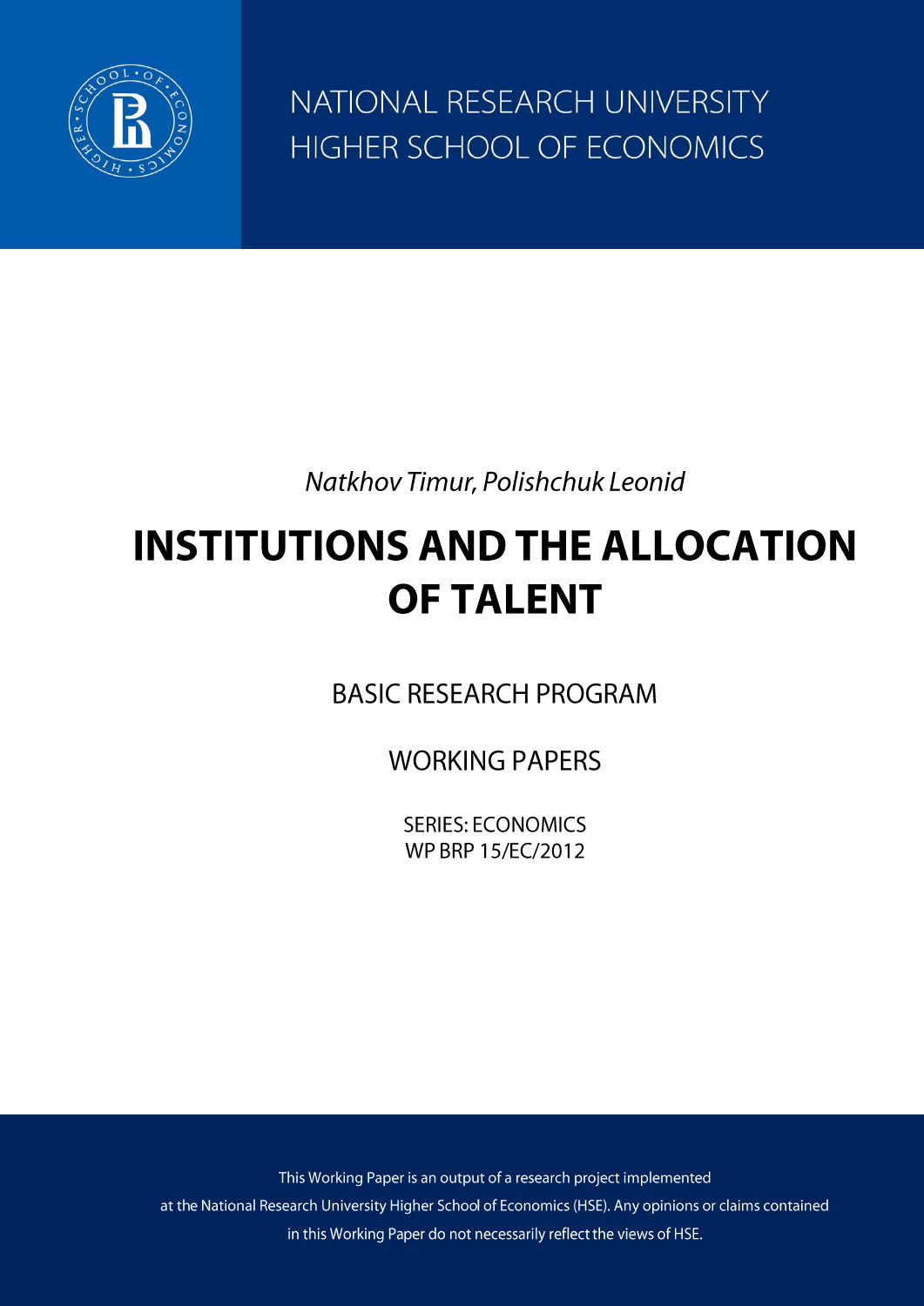NATIONAL RESEARCH UNIVERSITY
HIGHER SCHOOL OF ECONOMICS

*Natkhov Timur, Polishchuk Leonid*

# INSTITUTIONS AND THE ALLOCATION OF TALENT

BASIC RESEARCH PROGRAM

WORKING PAPERS

SERIES: ECONOMICS
WP BRP 15/EC/2012

This Working Paper is an output of a research project implemented at the National Research University Higher School of Economics (HSE). Any opinions or claims contained in this Working Paper do not necessarily reflect the views of HSE.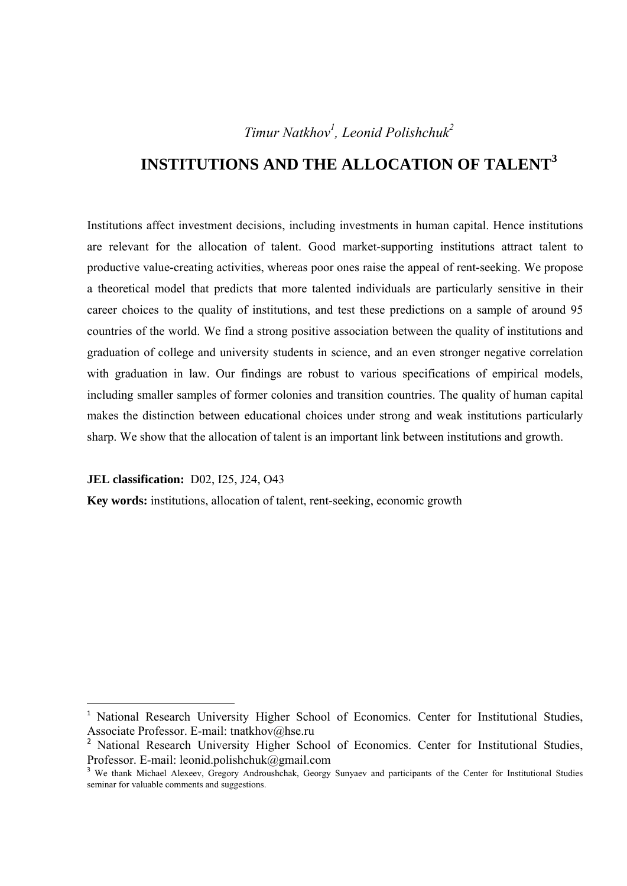*Timur Natkhov[1], Leonid Polishchuk[2]*

# INSTITUTIONS AND THE ALLOCATION OF TALENT[3]

Institutions affect investment decisions, including investments in human capital. Hence institutions are relevant for the allocation of talent. Good market-supporting institutions attract talent to productive value-creating activities, whereas poor ones raise the appeal of rent-seeking. We propose a theoretical model that predicts that more talented individuals are particularly sensitive in their career choices to the quality of institutions, and test these predictions on a sample of around 95 countries of the world. We find a strong positive association between the quality of institutions and graduation of college and university students in science, and an even stronger negative correlation with graduation in law. Our findings are robust to various specifications of empirical models, including smaller samples of former colonies and transition countries. The quality of human capital makes the distinction between educational choices under strong and weak institutions particularly sharp. We show that the allocation of talent is an important link between institutions and growth.

**JEL classification:** D02, I25, J24, O43

**Key words:** institutions, allocation of talent, rent-seeking, economic growth

---

[1] National Research University Higher School of Economics. Center for Institutional Studies, Associate Professor. E-mail: tnatkhov@hse.ru

[2] National Research University Higher School of Economics. Center for Institutional Studies, Professor. E-mail: leonid.polishchuk@gmail.com

[3] We thank Michael Alexeev, Gregory Androushchak, Georgy Sunyaev and participants of the Center for Institutional Studies seminar for valuable comments and suggestions.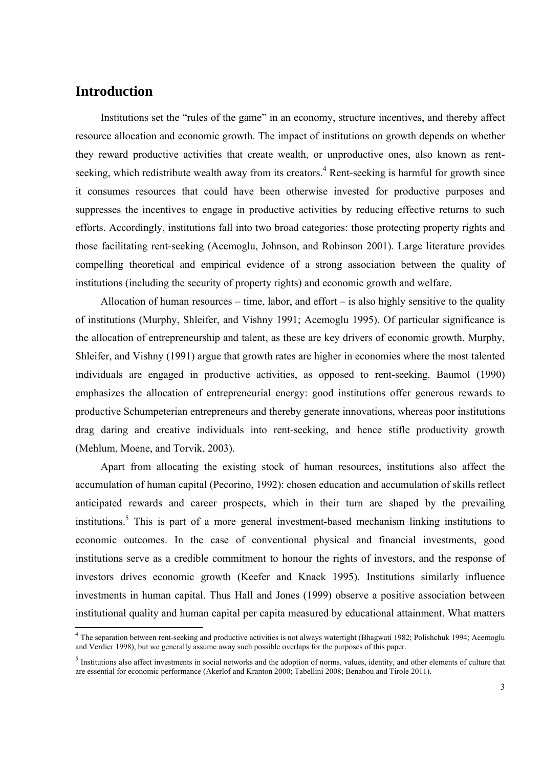## Introduction

Institutions set the "rules of the game" in an economy, structure incentives, and thereby affect resource allocation and economic growth. The impact of institutions on growth depends on whether they reward productive activities that create wealth, or unproductive ones, also known as rent-seeking, which redistribute wealth away from its creators.[4] Rent-seeking is harmful for growth since it consumes resources that could have been otherwise invested for productive purposes and suppresses the incentives to engage in productive activities by reducing effective returns to such efforts. Accordingly, institutions fall into two broad categories: those protecting property rights and those facilitating rent-seeking (Acemoglu, Johnson, and Robinson 2001). Large literature provides compelling theoretical and empirical evidence of a strong association between the quality of institutions (including the security of property rights) and economic growth and welfare.

Allocation of human resources – time, labor, and effort – is also highly sensitive to the quality of institutions (Murphy, Shleifer, and Vishny 1991; Acemoglu 1995). Of particular significance is the allocation of entrepreneurship and talent, as these are key drivers of economic growth. Murphy, Shleifer, and Vishny (1991) argue that growth rates are higher in economies where the most talented individuals are engaged in productive activities, as opposed to rent-seeking. Baumol (1990) emphasizes the allocation of entrepreneurial energy: good institutions offer generous rewards to productive Schumpeterian entrepreneurs and thereby generate innovations, whereas poor institutions drag daring and creative individuals into rent-seeking, and hence stifle productivity growth (Mehlum, Moene, and Torvik, 2003).

Apart from allocating the existing stock of human resources, institutions also affect the accumulation of human capital (Pecorino, 1992): chosen education and accumulation of skills reflect anticipated rewards and career prospects, which in their turn are shaped by the prevailing institutions.[5] This is part of a more general investment-based mechanism linking institutions to economic outcomes. In the case of conventional physical and financial investments, good institutions serve as a credible commitment to honour the rights of investors, and the response of investors drives economic growth (Keefer and Knack 1995). Institutions similarly influence investments in human capital. Thus Hall and Jones (1999) observe a positive association between institutional quality and human capital per capita measured by educational attainment. What matters

---

[4] The separation between rent-seeking and productive activities is not always watertight (Bhagwati 1982; Polishchuk 1994; Acemoglu and Verdier 1998), but we generally assume away such possible overlaps for the purposes of this paper.

[5] Institutions also affect investments in social networks and the adoption of norms, values, identity, and other elements of culture that are essential for economic performance (Akerlof and Kranton 2000; Tabellini 2008; Benabou and Tirole 2011).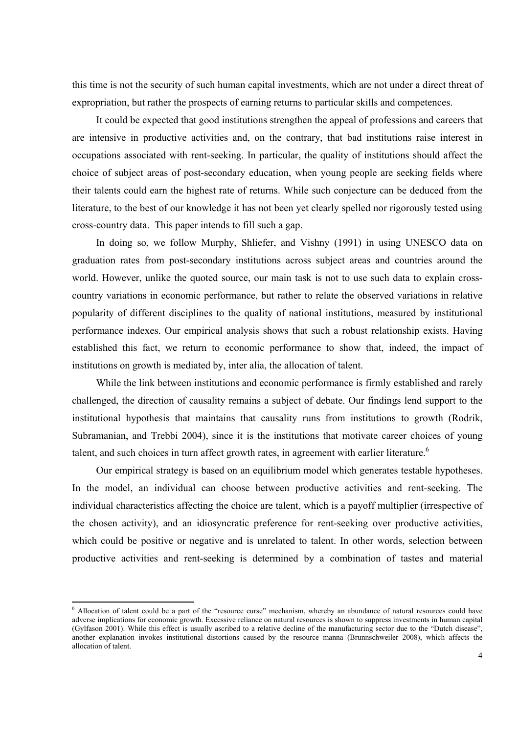this time is not the security of such human capital investments, which are not under a direct threat of expropriation, but rather the prospects of earning returns to particular skills and competences.

It could be expected that good institutions strengthen the appeal of professions and careers that are intensive in productive activities and, on the contrary, that bad institutions raise interest in occupations associated with rent-seeking. In particular, the quality of institutions should affect the choice of subject areas of post-secondary education, when young people are seeking fields where their talents could earn the highest rate of returns. While such conjecture can be deduced from the literature, to the best of our knowledge it has not been yet clearly spelled nor rigorously tested using cross-country data. This paper intends to fill such a gap.

In doing so, we follow Murphy, Shliefer, and Vishny (1991) in using UNESCO data on graduation rates from post-secondary institutions across subject areas and countries around the world. However, unlike the quoted source, our main task is not to use such data to explain cross-country variations in economic performance, but rather to relate the observed variations in relative popularity of different disciplines to the quality of national institutions, measured by institutional performance indexes. Our empirical analysis shows that such a robust relationship exists. Having established this fact, we return to economic performance to show that, indeed, the impact of institutions on growth is mediated by, inter alia, the allocation of talent.

While the link between institutions and economic performance is firmly established and rarely challenged, the direction of causality remains a subject of debate. Our findings lend support to the institutional hypothesis that maintains that causality runs from institutions to growth (Rodrik, Subramanian, and Trebbi 2004), since it is the institutions that motivate career choices of young talent, and such choices in turn affect growth rates, in agreement with earlier literature.[6]

Our empirical strategy is based on an equilibrium model which generates testable hypotheses. In the model, an individual can choose between productive activities and rent-seeking. The individual characteristics affecting the choice are talent, which is a payoff multiplier (irrespective of the chosen activity), and an idiosyncratic preference for rent-seeking over productive activities, which could be positive or negative and is unrelated to talent. In other words, selection between productive activities and rent-seeking is determined by a combination of tastes and material

---

[6] Allocation of talent could be a part of the "resource curse" mechanism, whereby an abundance of natural resources could have adverse implications for economic growth. Excessive reliance on natural resources is shown to suppress investments in human capital (Gylfason 2001). While this effect is usually ascribed to a relative decline of the manufacturing sector due to the "Dutch disease", another explanation invokes institutional distortions caused by the resource manna (Brunnschweiler 2008), which affects the allocation of talent.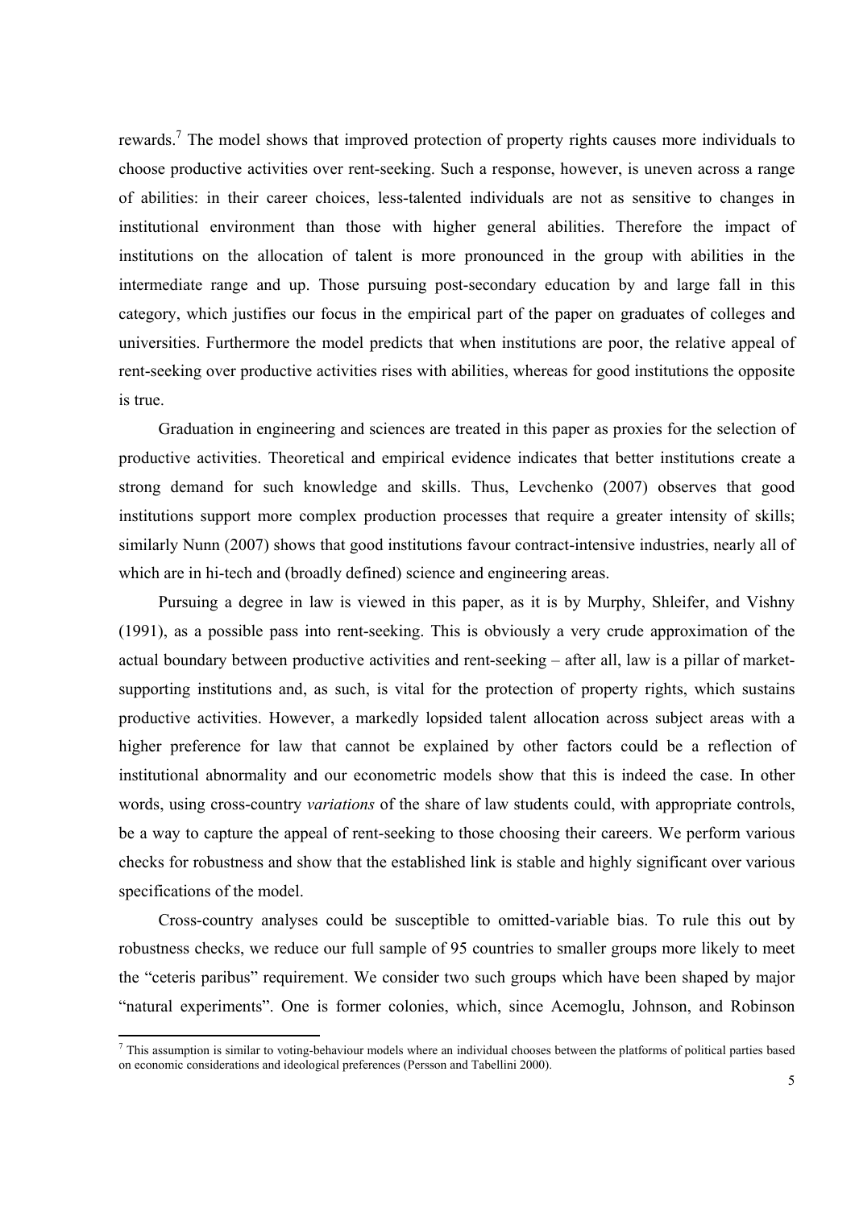rewards.[7] The model shows that improved protection of property rights causes more individuals to choose productive activities over rent-seeking. Such a response, however, is uneven across a range of abilities: in their career choices, less-talented individuals are not as sensitive to changes in institutional environment than those with higher general abilities. Therefore the impact of institutions on the allocation of talent is more pronounced in the group with abilities in the intermediate range and up. Those pursuing post-secondary education by and large fall in this category, which justifies our focus in the empirical part of the paper on graduates of colleges and universities. Furthermore the model predicts that when institutions are poor, the relative appeal of rent-seeking over productive activities rises with abilities, whereas for good institutions the opposite is true.

Graduation in engineering and sciences are treated in this paper as proxies for the selection of productive activities. Theoretical and empirical evidence indicates that better institutions create a strong demand for such knowledge and skills. Thus, Levchenko (2007) observes that good institutions support more complex production processes that require a greater intensity of skills; similarly Nunn (2007) shows that good institutions favour contract-intensive industries, nearly all of which are in hi-tech and (broadly defined) science and engineering areas.

Pursuing a degree in law is viewed in this paper, as it is by Murphy, Shleifer, and Vishny (1991), as a possible pass into rent-seeking. This is obviously a very crude approximation of the actual boundary between productive activities and rent-seeking – after all, law is a pillar of market-supporting institutions and, as such, is vital for the protection of property rights, which sustains productive activities. However, a markedly lopsided talent allocation across subject areas with a higher preference for law that cannot be explained by other factors could be a reflection of institutional abnormality and our econometric models show that this is indeed the case. In other words, using cross-country *variations* of the share of law students could, with appropriate controls, be a way to capture the appeal of rent-seeking to those choosing their careers. We perform various checks for robustness and show that the established link is stable and highly significant over various specifications of the model.

Cross-country analyses could be susceptible to omitted-variable bias. To rule this out by robustness checks, we reduce our full sample of 95 countries to smaller groups more likely to meet the "ceteris paribus" requirement. We consider two such groups which have been shaped by major "natural experiments". One is former colonies, which, since Acemoglu, Johnson, and Robinson

[7] This assumption is similar to voting-behaviour models where an individual chooses between the platforms of political parties based on economic considerations and ideological preferences (Persson and Tabellini 2000).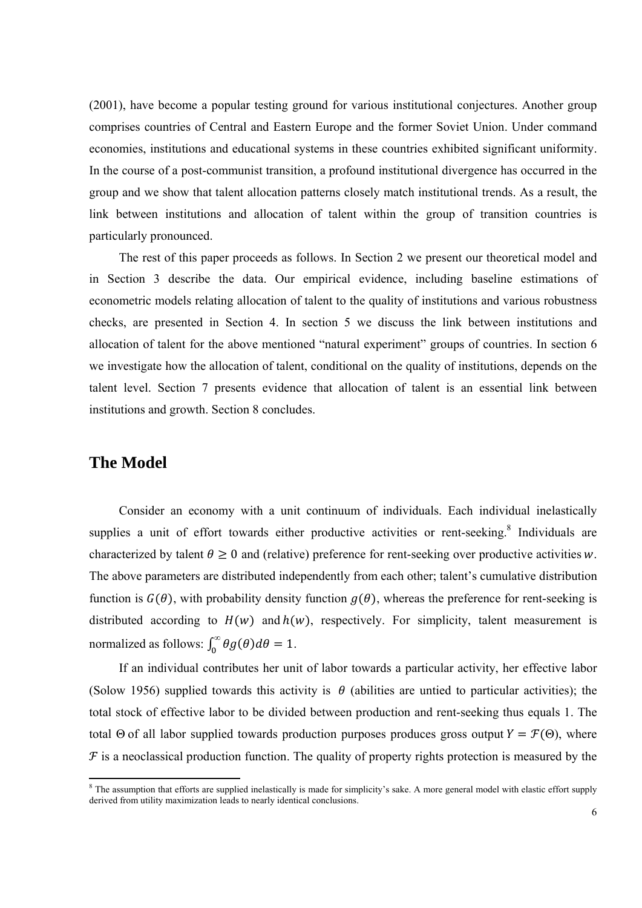(2001), have become a popular testing ground for various institutional conjectures. Another group comprises countries of Central and Eastern Europe and the former Soviet Union. Under command economies, institutions and educational systems in these countries exhibited significant uniformity. In the course of a post-communist transition, a profound institutional divergence has occurred in the group and we show that talent allocation patterns closely match institutional trends. As a result, the link between institutions and allocation of talent within the group of transition countries is particularly pronounced.

The rest of this paper proceeds as follows. In Section 2 we present our theoretical model and in Section 3 describe the data. Our empirical evidence, including baseline estimations of econometric models relating allocation of talent to the quality of institutions and various robustness checks, are presented in Section 4. In section 5 we discuss the link between institutions and allocation of talent for the above mentioned "natural experiment" groups of countries. In section 6 we investigate how the allocation of talent, conditional on the quality of institutions, depends on the talent level. Section 7 presents evidence that allocation of talent is an essential link between institutions and growth. Section 8 concludes.

## The Model

Consider an economy with a unit continuum of individuals. Each individual inelastically supplies a unit of effort towards either productive activities or rent-seeking.[8] Individuals are characterized by talent $\theta \geq 0$ and (relative) preference for rent-seeking over productive activities $w$. The above parameters are distributed independently from each other; talent's cumulative distribution function is $G(\theta)$, with probability density function $g(\theta)$, whereas the preference for rent-seeking is distributed according to $H(w)$ and $h(w)$, respectively. For simplicity, talent measurement is normalized as follows: $\int_0^\infty \theta g(\theta) d\theta = 1$.

If an individual contributes her unit of labor towards a particular activity, her effective labor (Solow 1956) supplied towards this activity is $\theta$ (abilities are untied to particular activities); the total stock of effective labor to be divided between production and rent-seeking thus equals 1. The total $\Theta$ of all labor supplied towards production purposes produces gross output $Y = \mathcal{F}(\Theta)$, where $\mathcal{F}$ is a neoclassical production function. The quality of property rights protection is measured by the

[8] The assumption that efforts are supplied inelastically is made for simplicity's sake. A more general model with elastic effort supply derived from utility maximization leads to nearly identical conclusions.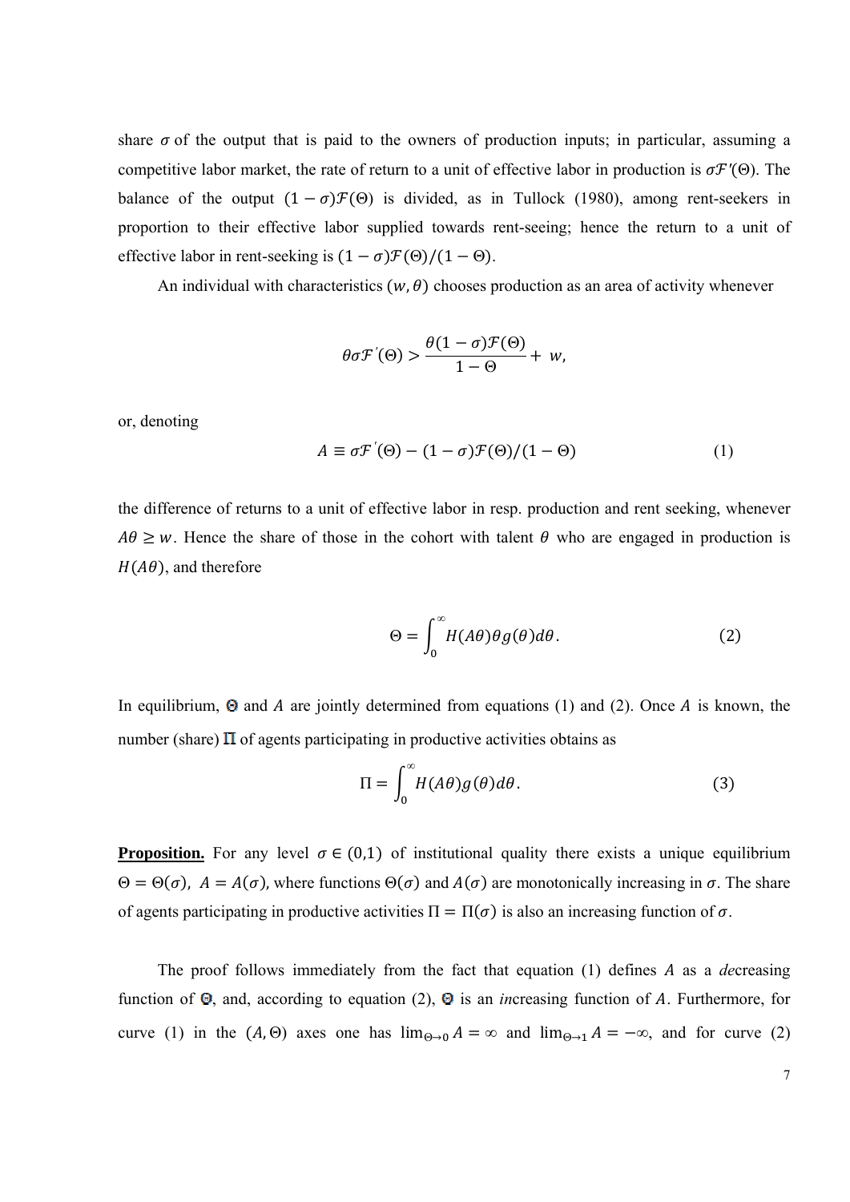share $\sigma$ of the output that is paid to the owners of production inputs; in particular, assuming a competitive labor market, the rate of return to a unit of effective labor in production is $\sigma\mathcal{F}'(\Theta)$. The balance of the output $(1-\sigma)\mathcal{F}(\Theta)$ is divided, as in Tullock (1980), among rent-seekers in proportion to their effective labor supplied towards rent-seeing; hence the return to a unit of effective labor in rent-seeking is $(1-\sigma)\mathcal{F}(\Theta)/(1-\Theta)$.

An individual with characteristics $(w, \theta)$ chooses production as an area of activity whenever

$$\theta\sigma\mathcal{F}'(\Theta) > \frac{\theta(1-\sigma)\mathcal{F}(\Theta)}{1-\Theta} + w,$$

or, denoting

$$A \equiv \sigma\mathcal{F}'(\Theta) - (1-\sigma)\mathcal{F}(\Theta)/(1-\Theta) \tag{1}$$

the difference of returns to a unit of effective labor in resp. production and rent seeking, whenever $A\theta \geq w$. Hence the share of those in the cohort with talent $\theta$ who are engaged in production is $H(A\theta)$, and therefore

$$\Theta = \int_0^\infty H(A\theta)\theta g(\theta)d\theta. \tag{2}$$

In equilibrium, $\Theta$ and $A$ are jointly determined from equations (1) and (2). Once $A$ is known, the number (share) $\Pi$ of agents participating in productive activities obtains as

$$\Pi = \int_0^\infty H(A\theta)g(\theta)d\theta. \tag{3}$$

**Proposition.** For any level $\sigma \in (0,1)$ of institutional quality there exists a unique equilibrium $\Theta = \Theta(\sigma)$, $A = A(\sigma)$, where functions $\Theta(\sigma)$ and $A(\sigma)$ are monotonically increasing in $\sigma$. The share of agents participating in productive activities $\Pi = \Pi(\sigma)$ is also an increasing function of $\sigma$.

The proof follows immediately from the fact that equation (1) defines $A$ as a *de*creasing function of $\Theta$, and, according to equation (2), $\Theta$ is an *in*creasing function of $A$. Furthermore, for curve (1) in the $(A, \Theta)$ axes one has $\lim_{\Theta\to 0} A = \infty$ and $\lim_{\Theta\to 1} A = -\infty$, and for curve (2)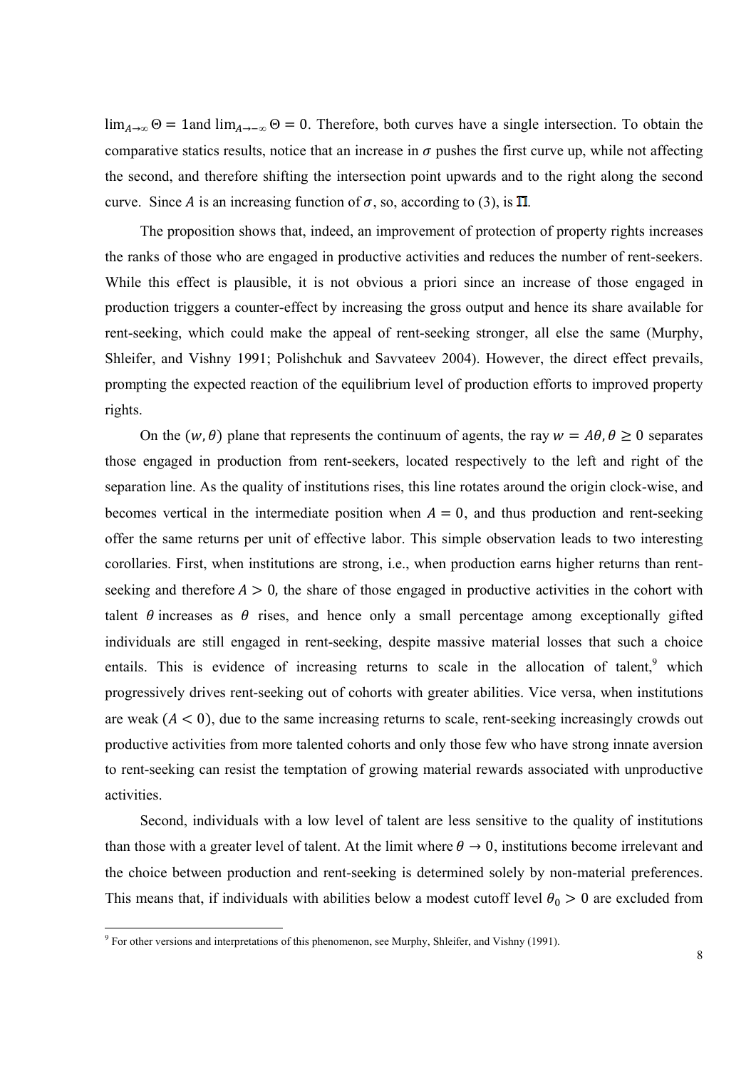$\lim_{A\to\infty}\Theta = 1$and $\lim_{A\to-\infty}\Theta = 0$. Therefore, both curves have a single intersection. To obtain the comparative statics results, notice that an increase in $\sigma$ pushes the first curve up, while not affecting the second, and therefore shifting the intersection point upwards and to the right along the second curve. Since $A$ is an increasing function of $\sigma$, so, according to (3), is $\Pi$.

The proposition shows that, indeed, an improvement of protection of property rights increases the ranks of those who are engaged in productive activities and reduces the number of rent-seekers. While this effect is plausible, it is not obvious a priori since an increase of those engaged in production triggers a counter-effect by increasing the gross output and hence its share available for rent-seeking, which could make the appeal of rent-seeking stronger, all else the same (Murphy, Shleifer, and Vishny 1991; Polishchuk and Savvateev 2004). However, the direct effect prevails, prompting the expected reaction of the equilibrium level of production efforts to improved property rights.

On the $(w, \theta)$ plane that represents the continuum of agents, the ray $w = A\theta, \theta \geq 0$ separates those engaged in production from rent-seekers, located respectively to the left and right of the separation line. As the quality of institutions rises, this line rotates around the origin clock-wise, and becomes vertical in the intermediate position when $A = 0$, and thus production and rent-seeking offer the same returns per unit of effective labor. This simple observation leads to two interesting corollaries. First, when institutions are strong, i.e., when production earns higher returns than rent-seeking and therefore $A > 0$, the share of those engaged in productive activities in the cohort with talent $\theta$ increases as $\theta$ rises, and hence only a small percentage among exceptionally gifted individuals are still engaged in rent-seeking, despite massive material losses that such a choice entails. This is evidence of increasing returns to scale in the allocation of talent,[9] which progressively drives rent-seeking out of cohorts with greater abilities. Vice versa, when institutions are weak ($A < 0$), due to the same increasing returns to scale, rent-seeking increasingly crowds out productive activities from more talented cohorts and only those few who have strong innate aversion to rent-seeking can resist the temptation of growing material rewards associated with unproductive activities.

Second, individuals with a low level of talent are less sensitive to the quality of institutions than those with a greater level of talent. At the limit where $\theta \to 0$, institutions become irrelevant and the choice between production and rent-seeking is determined solely by non-material preferences. This means that, if individuals with abilities below a modest cutoff level $\theta_0 > 0$ are excluded from

[9] For other versions and interpretations of this phenomenon, see Murphy, Shleifer, and Vishny (1991).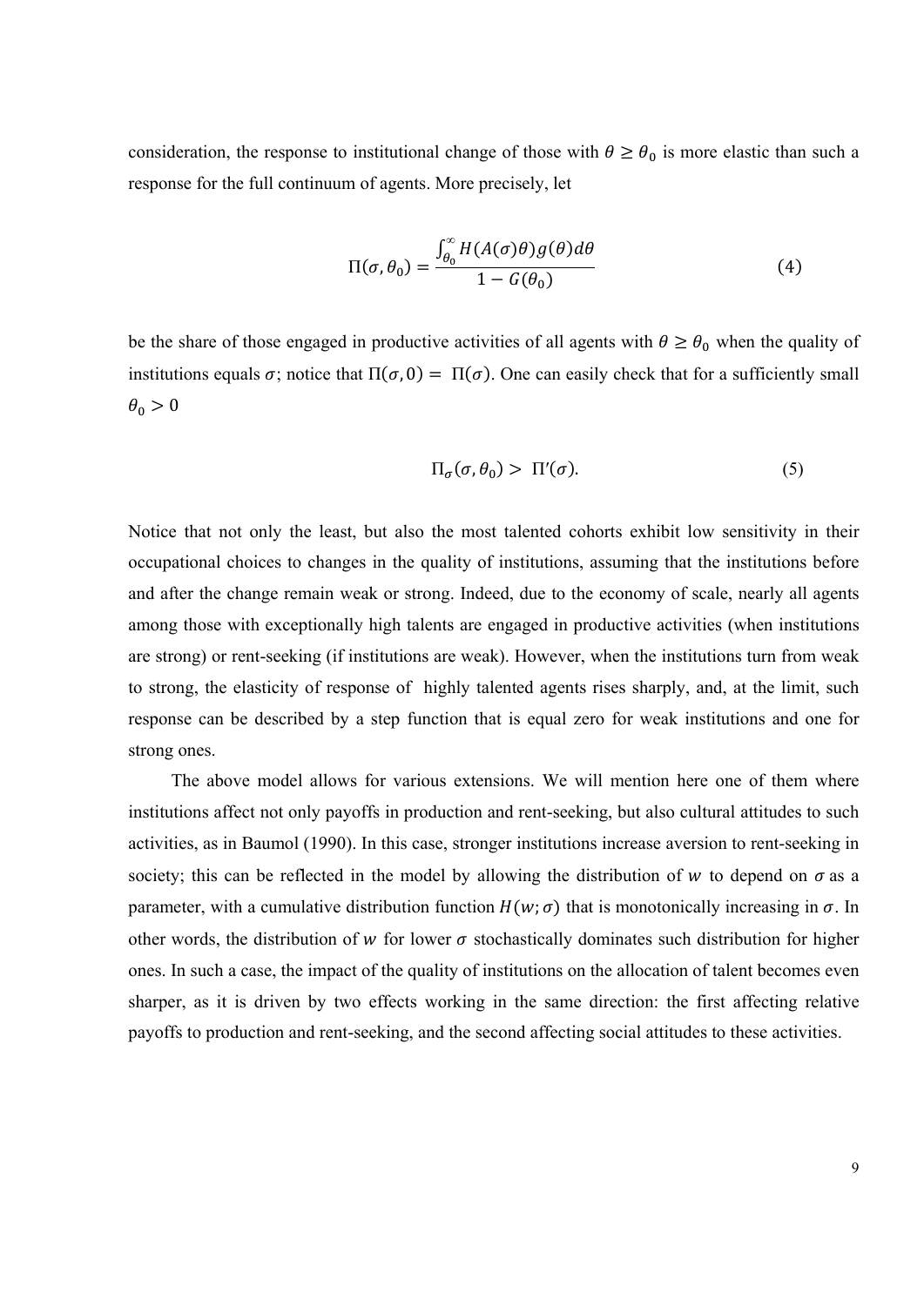consideration, the response to institutional change of those with $\theta \geq \theta_0$ is more elastic than such a response for the full continuum of agents. More precisely, let

$$\Pi(\sigma, \theta_0) = \frac{\int_{\theta_0}^{\infty} H(A(\sigma)\theta) g(\theta) d\theta}{1 - G(\theta_0)} \tag{4}$$

be the share of those engaged in productive activities of all agents with $\theta \geq \theta_0$ when the quality of institutions equals $\sigma$; notice that $\Pi(\sigma, 0) = \Pi(\sigma)$. One can easily check that for a sufficiently small $\theta_0 > 0$

$$\Pi_\sigma(\sigma, \theta_0) > \Pi'(\sigma). \tag{5}$$

Notice that not only the least, but also the most talented cohorts exhibit low sensitivity in their occupational choices to changes in the quality of institutions, assuming that the institutions before and after the change remain weak or strong. Indeed, due to the economy of scale, nearly all agents among those with exceptionally high talents are engaged in productive activities (when institutions are strong) or rent-seeking (if institutions are weak). However, when the institutions turn from weak to strong, the elasticity of response of highly talented agents rises sharply, and, at the limit, such response can be described by a step function that is equal zero for weak institutions and one for strong ones.

The above model allows for various extensions. We will mention here one of them where institutions affect not only payoffs in production and rent-seeking, but also cultural attitudes to such activities, as in Baumol (1990). In this case, stronger institutions increase aversion to rent-seeking in society; this can be reflected in the model by allowing the distribution of $w$ to depend on $\sigma$ as a parameter, with a cumulative distribution function $H(w; \sigma)$ that is monotonically increasing in $\sigma$. In other words, the distribution of $w$ for lower $\sigma$ stochastically dominates such distribution for higher ones. In such a case, the impact of the quality of institutions on the allocation of talent becomes even sharper, as it is driven by two effects working in the same direction: the first affecting relative payoffs to production and rent-seeking, and the second affecting social attitudes to these activities.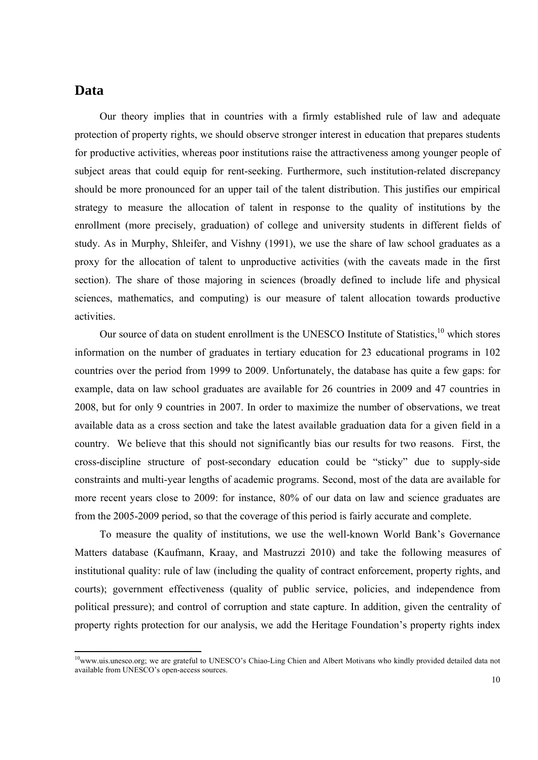## Data

Our theory implies that in countries with a firmly established rule of law and adequate protection of property rights, we should observe stronger interest in education that prepares students for productive activities, whereas poor institutions raise the attractiveness among younger people of subject areas that could equip for rent-seeking. Furthermore, such institution-related discrepancy should be more pronounced for an upper tail of the talent distribution. This justifies our empirical strategy to measure the allocation of talent in response to the quality of institutions by the enrollment (more precisely, graduation) of college and university students in different fields of study. As in Murphy, Shleifer, and Vishny (1991), we use the share of law school graduates as a proxy for the allocation of talent to unproductive activities (with the caveats made in the first section). The share of those majoring in sciences (broadly defined to include life and physical sciences, mathematics, and computing) is our measure of talent allocation towards productive activities.

Our source of data on student enrollment is the UNESCO Institute of Statistics,[10] which stores information on the number of graduates in tertiary education for 23 educational programs in 102 countries over the period from 1999 to 2009. Unfortunately, the database has quite a few gaps: for example, data on law school graduates are available for 26 countries in 2009 and 47 countries in 2008, but for only 9 countries in 2007. In order to maximize the number of observations, we treat available data as a cross section and take the latest available graduation data for a given field in a country. We believe that this should not significantly bias our results for two reasons. First, the cross-discipline structure of post-secondary education could be "sticky" due to supply-side constraints and multi-year lengths of academic programs. Second, most of the data are available for more recent years close to 2009: for instance, 80% of our data on law and science graduates are from the 2005-2009 period, so that the coverage of this period is fairly accurate and complete.

To measure the quality of institutions, we use the well-known World Bank's Governance Matters database (Kaufmann, Kraay, and Mastruzzi 2010) and take the following measures of institutional quality: rule of law (including the quality of contract enforcement, property rights, and courts); government effectiveness (quality of public service, policies, and independence from political pressure); and control of corruption and state capture. In addition, given the centrality of property rights protection for our analysis, we add the Heritage Foundation's property rights index

---

[10] www.uis.unesco.org; we are grateful to UNESCO's Chiao-Ling Chien and Albert Motivans who kindly provided detailed data not available from UNESCO's open-access sources.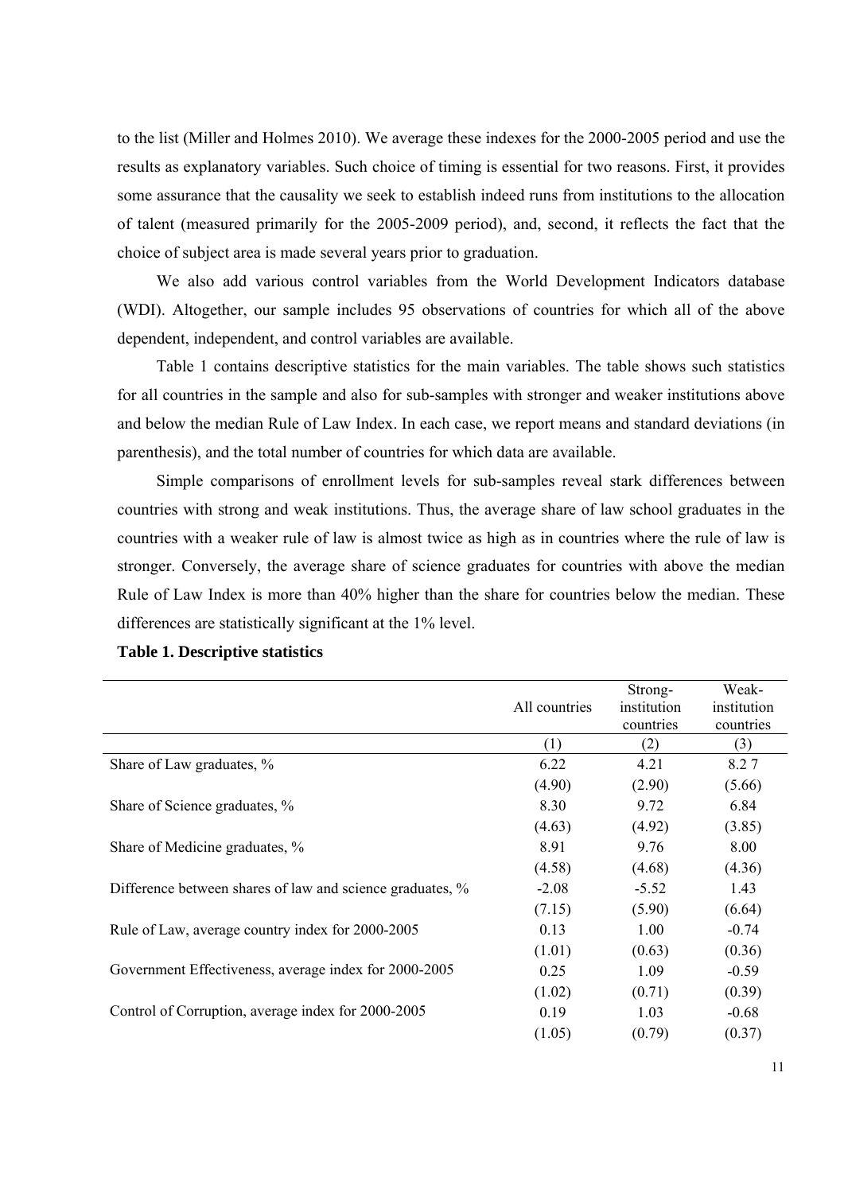to the list (Miller and Holmes 2010). We average these indexes for the 2000-2005 period and use the results as explanatory variables. Such choice of timing is essential for two reasons. First, it provides some assurance that the causality we seek to establish indeed runs from institutions to the allocation of talent (measured primarily for the 2005-2009 period), and, second, it reflects the fact that the choice of subject area is made several years prior to graduation.

We also add various control variables from the World Development Indicators database (WDI). Altogether, our sample includes 95 observations of countries for which all of the above dependent, independent, and control variables are available.

Table 1 contains descriptive statistics for the main variables. The table shows such statistics for all countries in the sample and also for sub-samples with stronger and weaker institutions above and below the median Rule of Law Index. In each case, we report means and standard deviations (in parenthesis), and the total number of countries for which data are available.

Simple comparisons of enrollment levels for sub-samples reveal stark differences between countries with strong and weak institutions. Thus, the average share of law school graduates in the countries with a weaker rule of law is almost twice as high as in countries where the rule of law is stronger. Conversely, the average share of science graduates for countries with above the median Rule of Law Index is more than 40% higher than the share for countries below the median. These differences are statistically significant at the 1% level.

**Table 1. Descriptive statistics**

| | All countries | Strong-institution countries | Weak-institution countries |
|---|---|---|---|
| | (1) | (2) | (3) |
| Share of Law graduates, % | 6.22 | 4.21 | 8.2 7 |
| | (4.90) | (2.90) | (5.66) |
| Share of Science graduates, % | 8.30 | 9.72 | 6.84 |
| | (4.63) | (4.92) | (3.85) |
| Share of Medicine graduates, % | 8.91 | 9.76 | 8.00 |
| | (4.58) | (4.68) | (4.36) |
| Difference between shares of law and science graduates, % | -2.08 | -5.52 | 1.43 |
| | (7.15) | (5.90) | (6.64) |
| Rule of Law, average country index for 2000-2005 | 0.13 | 1.00 | -0.74 |
| | (1.01) | (0.63) | (0.36) |
| Government Effectiveness, average index for 2000-2005 | 0.25 | 1.09 | -0.59 |
| | (1.02) | (0.71) | (0.39) |
| Control of Corruption, average index for 2000-2005 | 0.19 | 1.03 | -0.68 |
| | (1.05) | (0.79) | (0.37) |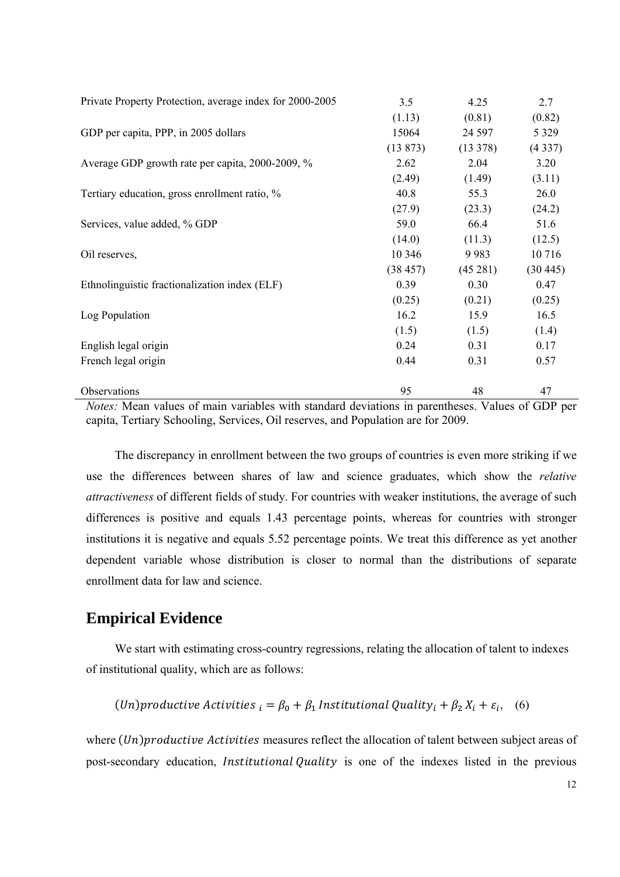| | | | |
|---|---|---|---|
| Private Property Protection, average index for 2000-2005 | 3.5 | 4.25 | 2.7 |
| | (1.13) | (0.81) | (0.82) |
| GDP per capita, PPP, in 2005 dollars | 15064 | 24 597 | 5 329 |
| | (13 873) | (13 378) | (4 337) |
| Average GDP growth rate per capita, 2000-2009, % | 2.62 | 2.04 | 3.20 |
| | (2.49) | (1.49) | (3.11) |
| Tertiary education, gross enrollment ratio, % | 40.8 | 55.3 | 26.0 |
| | (27.9) | (23.3) | (24.2) |
| Services, value added, % GDP | 59.0 | 66.4 | 51.6 |
| | (14.0) | (11.3) | (12.5) |
| Oil reserves, | 10 346 | 9 983 | 10 716 |
| | (38 457) | (45 281) | (30 445) |
| Ethnolinguistic fractionalization index (ELF) | 0.39 | 0.30 | 0.47 |
| | (0.25) | (0.21) | (0.25) |
| Log Population | 16.2 | 15.9 | 16.5 |
| | (1.5) | (1.5) | (1.4) |
| English legal origin | 0.24 | 0.31 | 0.17 |
| French legal origin | 0.44 | 0.31 | 0.57 |
| Observations | 95 | 48 | 47 |

*Notes:* Mean values of main variables with standard deviations in parentheses. Values of GDP per capita, Tertiary Schooling, Services, Oil reserves, and Population are for 2009.

The discrepancy in enrollment between the two groups of countries is even more striking if we use the differences between shares of law and science graduates, which show the *relative attractiveness* of different fields of study. For countries with weaker institutions, the average of such differences is positive and equals 1.43 percentage points, whereas for countries with stronger institutions it is negative and equals 5.52 percentage points. We treat this difference as yet another dependent variable whose distribution is closer to normal than the distributions of separate enrollment data for law and science.

## Empirical Evidence

We start with estimating cross-country regressions, relating the allocation of talent to indexes of institutional quality, which are as follows:

$$(Un)productive\ Activities\ _i = \beta_0 + \beta_1\ Institutional\ Quality_i + \beta_2\ X_i + \varepsilon_i, \quad (6)$$

where $(Un)productive\ Activities$ measures reflect the allocation of talent between subject areas of post-secondary education, $Institutional\ Quality$ is one of the indexes listed in the previous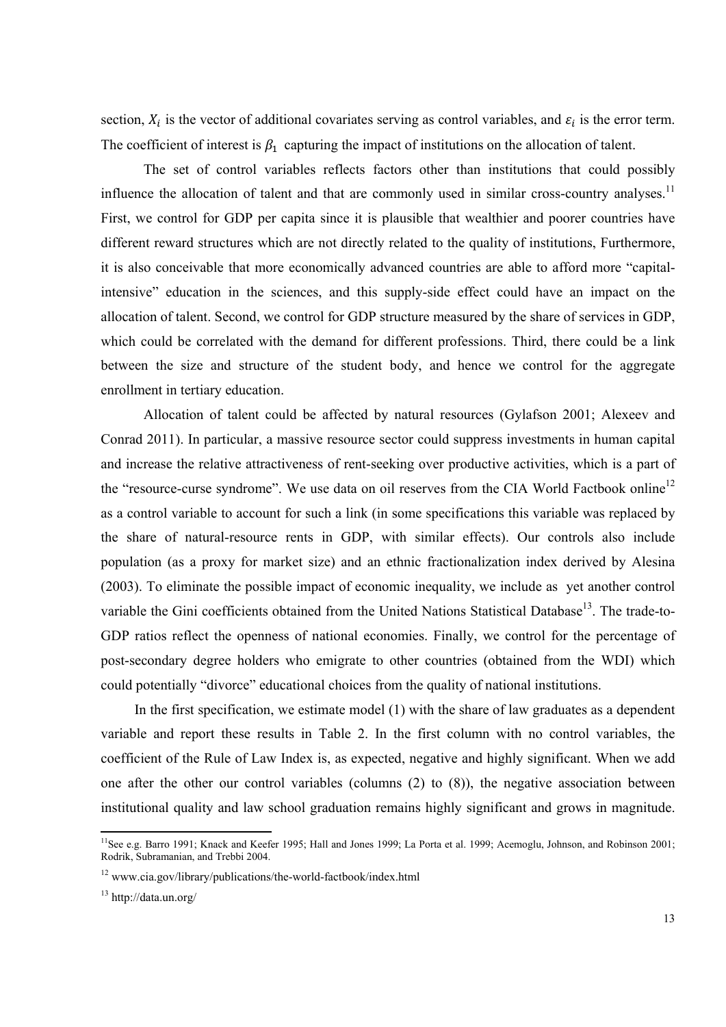section, $X_i$ is the vector of additional covariates serving as control variables, and $\varepsilon_i$ is the error term. The coefficient of interest is $\beta_1$ capturing the impact of institutions on the allocation of talent.

The set of control variables reflects factors other than institutions that could possibly influence the allocation of talent and that are commonly used in similar cross-country analyses.[11] First, we control for GDP per capita since it is plausible that wealthier and poorer countries have different reward structures which are not directly related to the quality of institutions, Furthermore, it is also conceivable that more economically advanced countries are able to afford more "capital-intensive" education in the sciences, and this supply-side effect could have an impact on the allocation of talent. Second, we control for GDP structure measured by the share of services in GDP, which could be correlated with the demand for different professions. Third, there could be a link between the size and structure of the student body, and hence we control for the aggregate enrollment in tertiary education.

Allocation of talent could be affected by natural resources (Gylafson 2001; Alexeev and Conrad 2011). In particular, a massive resource sector could suppress investments in human capital and increase the relative attractiveness of rent-seeking over productive activities, which is a part of the "resource-curse syndrome". We use data on oil reserves from the CIA World Factbook online[12] as a control variable to account for such a link (in some specifications this variable was replaced by the share of natural-resource rents in GDP, with similar effects). Our controls also include population (as a proxy for market size) and an ethnic fractionalization index derived by Alesina (2003). To eliminate the possible impact of economic inequality, we include as yet another control variable the Gini coefficients obtained from the United Nations Statistical Database[13]. The trade-to-GDP ratios reflect the openness of national economies. Finally, we control for the percentage of post-secondary degree holders who emigrate to other countries (obtained from the WDI) which could potentially "divorce" educational choices from the quality of national institutions.

In the first specification, we estimate model (1) with the share of law graduates as a dependent variable and report these results in Table 2. In the first column with no control variables, the coefficient of the Rule of Law Index is, as expected, negative and highly significant. When we add one after the other our control variables (columns (2) to (8)), the negative association between institutional quality and law school graduation remains highly significant and grows in magnitude.

---

[11] See e.g. Barro 1991; Knack and Keefer 1995; Hall and Jones 1999; La Porta et al. 1999; Acemoglu, Johnson, and Robinson 2001; Rodrik, Subramanian, and Trebbi 2004.

[12] www.cia.gov/library/publications/the-world-factbook/index.html

[13] http://data.un.org/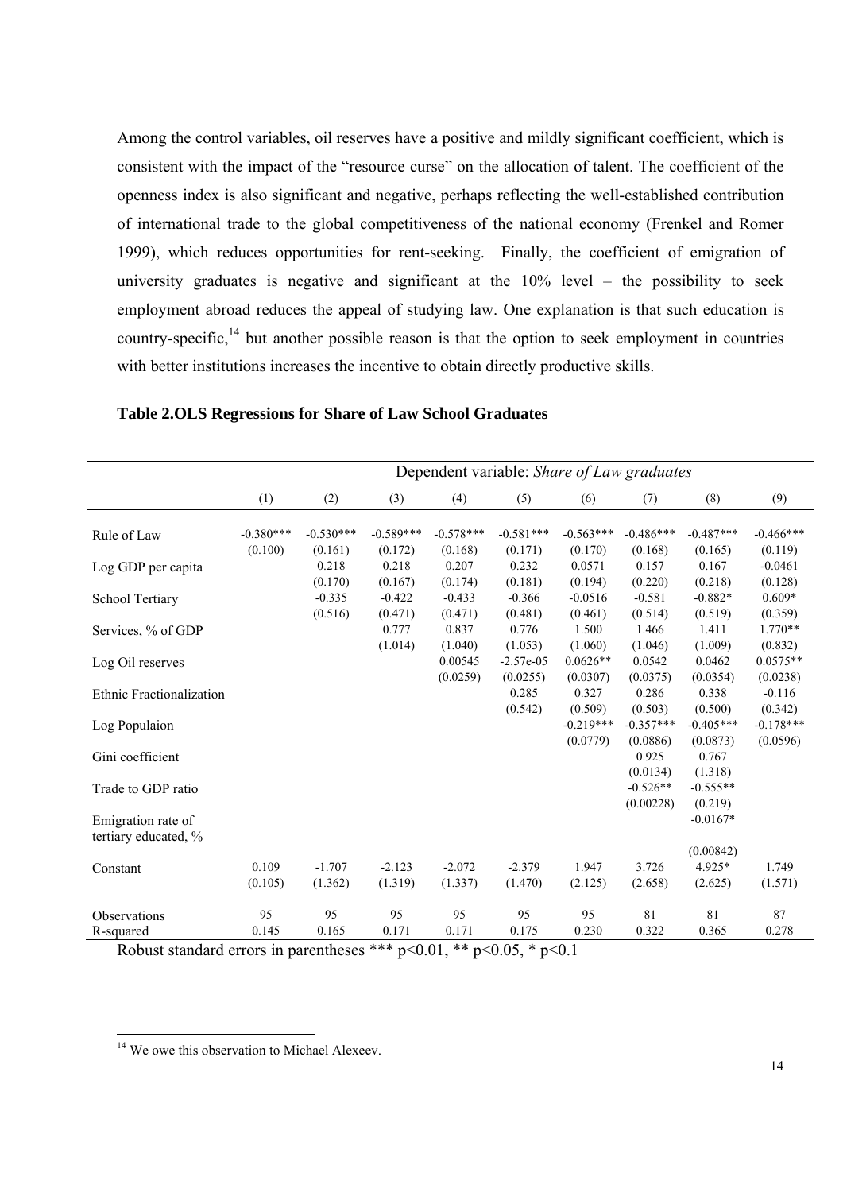Among the control variables, oil reserves have a positive and mildly significant coefficient, which is consistent with the impact of the "resource curse" on the allocation of talent. The coefficient of the openness index is also significant and negative, perhaps reflecting the well-established contribution of international trade to the global competitiveness of the national economy (Frenkel and Romer 1999), which reduces opportunities for rent-seeking. Finally, the coefficient of emigration of university graduates is negative and significant at the 10% level – the possibility to seek employment abroad reduces the appeal of studying law. One explanation is that such education is country-specific,[14] but another possible reason is that the option to seek employment in countries with better institutions increases the incentive to obtain directly productive skills.

**Table 2.OLS Regressions for Share of Law School Graduates**

| | Dependent variable: *Share of Law graduates* | | | | | | | | |
|---|---|---|---|---|---|---|---|---|---|
| | (1) | (2) | (3) | (4) | (5) | (6) | (7) | (8) | (9) |
| Rule of Law | -0.380*** | -0.530*** | -0.589*** | -0.578*** | -0.581*** | -0.563*** | -0.486*** | -0.487*** | -0.466*** |
| | (0.100) | (0.161) | (0.172) | (0.168) | (0.171) | (0.170) | (0.168) | (0.165) | (0.119) |
| Log GDP per capita | | 0.218 | 0.218 | 0.207 | 0.232 | 0.0571 | 0.157 | 0.167 | -0.0461 |
| | | (0.170) | (0.167) | (0.174) | (0.181) | (0.194) | (0.220) | (0.218) | (0.128) |
| School Tertiary | | -0.335 | -0.422 | -0.433 | -0.366 | -0.0516 | -0.581 | -0.882* | 0.609* |
| | | (0.516) | (0.471) | (0.471) | (0.481) | (0.461) | (0.514) | (0.519) | (0.359) |
| Services, % of GDP | | | 0.777 | 0.837 | 0.776 | 1.500 | 1.466 | 1.411 | 1.770** |
| | | | (1.014) | (1.040) | (1.053) | (1.060) | (1.046) | (1.009) | (0.832) |
| Log Oil reserves | | | | 0.00545 | -2.57e-05 | 0.0626** | 0.0542 | 0.0462 | 0.0575** |
| | | | | (0.0259) | (0.0255) | (0.0307) | (0.0375) | (0.0354) | (0.0238) |
| Ethnic Fractionalization | | | | | 0.285 | 0.327 | 0.286 | 0.338 | -0.116 |
| | | | | | (0.542) | (0.509) | (0.503) | (0.500) | (0.342) |
| Log Populaion | | | | | | -0.219*** | -0.357*** | -0.405*** | -0.178*** |
| | | | | | | (0.0779) | (0.0886) | (0.0873) | (0.0596) |
| Gini coefficient | | | | | | | 0.925 | 0.767 | |
| | | | | | | | (0.0134) | (1.318) | |
| Trade to GDP ratio | | | | | | | -0.526** | -0.555** | |
| | | | | | | | (0.00228) | (0.219) | |
| Emigration rate of tertiary educated, % | | | | | | | | -0.0167* | |
| | | | | | | | | (0.00842) | |
| Constant | 0.109 | -1.707 | -2.123 | -2.072 | -2.379 | 1.947 | 3.726 | 4.925* | 1.749 |
| | (0.105) | (1.362) | (1.319) | (1.337) | (1.470) | (2.125) | (2.658) | (2.625) | (1.571) |
| Observations | 95 | 95 | 95 | 95 | 95 | 95 | 81 | 81 | 87 |
| R-squared | 0.145 | 0.165 | 0.171 | 0.171 | 0.175 | 0.230 | 0.322 | 0.365 | 0.278 |

Robust standard errors in parentheses *** p<0.01, ** p<0.05, * p<0.1

[14] We owe this observation to Michael Alexeev.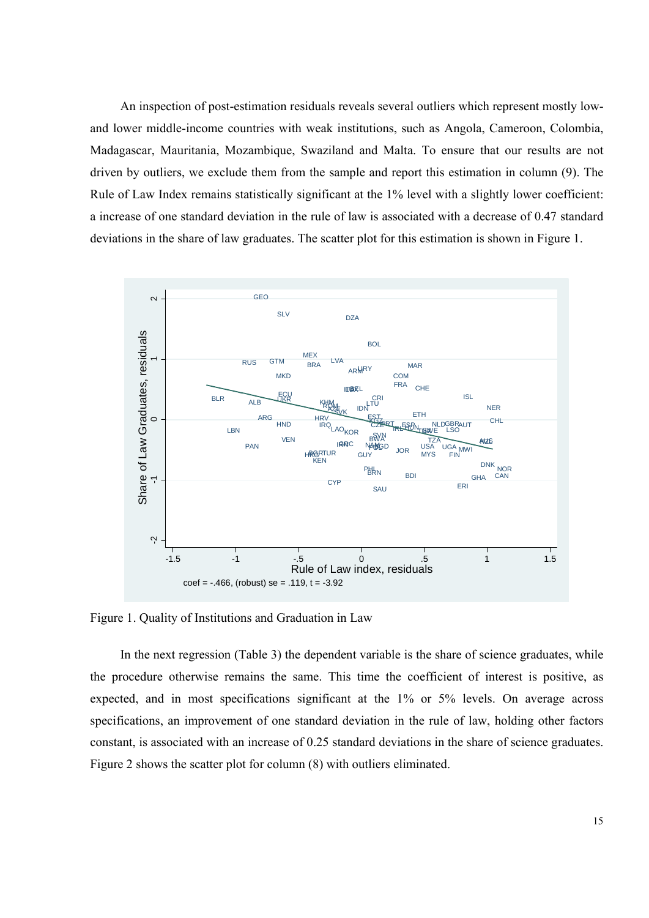An inspection of post-estimation residuals reveals several outliers which represent mostly low- and lower middle-income countries with weak institutions, such as Angola, Cameroon, Colombia, Madagascar, Mauritania, Mozambique, Swaziland and Malta. To ensure that our results are not driven by outliers, we exclude them from the sample and report this estimation in column (9). The Rule of Law Index remains statistically significant at the 1% level with a slightly lower coefficient: a increase of one standard deviation in the rule of law is associated with a decrease of 0.47 standard deviations in the share of law graduates. The scatter plot for this estimation is shown in Figure 1.

Figure 1. Quality of Institutions and Graduation in Law

In the next regression (Table 3) the dependent variable is the share of science graduates, while the procedure otherwise remains the same. This time the coefficient of interest is positive, as expected, and in most specifications significant at the 1% or 5% levels. On average across specifications, an improvement of one standard deviation in the rule of law, holding other factors constant, is associated with an increase of 0.25 standard deviations in the share of science graduates. Figure 2 shows the scatter plot for column (8) with outliers eliminated.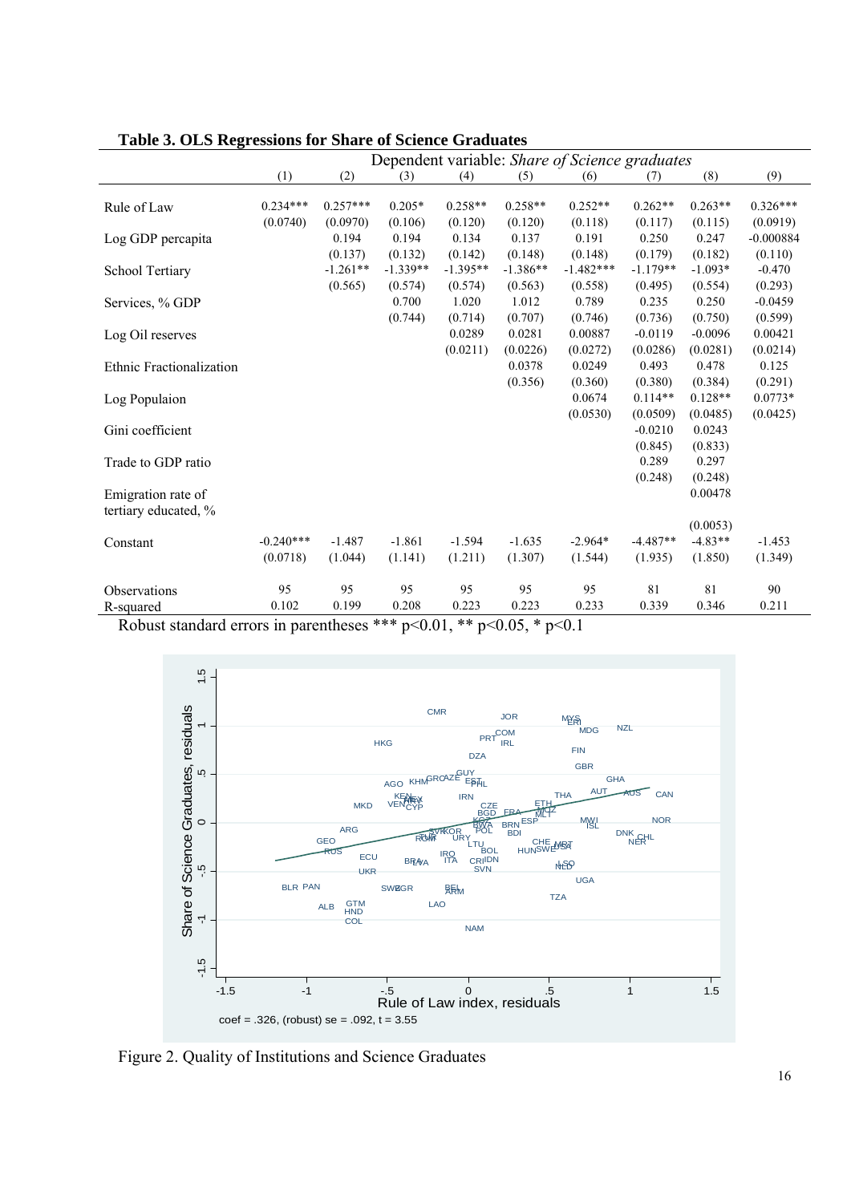**Table 3. OLS Regressions for Share of Science Graduates**

| | Dependent variable: *Share of Science graduates* | | | | | | | | |
|---|---|---|---|---|---|---|---|---|---|
| | (1) | (2) | (3) | (4) | (5) | (6) | (7) | (8) | (9) |
| Rule of Law | 0.234*** | 0.257*** | 0.205* | 0.258** | 0.258** | 0.252** | 0.262** | 0.263** | 0.326*** |
| | (0.0740) | (0.0970) | (0.106) | (0.120) | (0.120) | (0.118) | (0.117) | (0.115) | (0.0919) |
| Log GDP percapita | | 0.194 | 0.194 | 0.134 | 0.137 | 0.191 | 0.250 | 0.247 | -0.000884 |
| | | (0.137) | (0.132) | (0.142) | (0.148) | (0.148) | (0.179) | (0.182) | (0.110) |
| School Tertiary | | -1.261** | -1.339** | -1.395** | -1.386** | -1.482*** | -1.179** | -1.093* | -0.470 |
| | | (0.565) | (0.574) | (0.574) | (0.563) | (0.558) | (0.495) | (0.554) | (0.293) |
| Services, % GDP | | | 0.700 | 1.020 | 1.012 | 0.789 | 0.235 | 0.250 | -0.0459 |
| | | | (0.744) | (0.714) | (0.707) | (0.746) | (0.736) | (0.750) | (0.599) |
| Log Oil reserves | | | | 0.0289 | 0.0281 | 0.00887 | -0.0119 | -0.0096 | 0.00421 |
| | | | | (0.0211) | (0.0226) | (0.0272) | (0.0286) | (0.0281) | (0.0214) |
| Ethnic Fractionalization | | | | | 0.0378 | 0.0249 | 0.493 | 0.478 | 0.125 |
| | | | | | (0.356) | (0.360) | (0.380) | (0.384) | (0.291) |
| Log Populaion | | | | | | 0.0674 | 0.114** | 0.128** | 0.0773* |
| | | | | | | (0.0530) | (0.0509) | (0.0485) | (0.0425) |
| Gini coefficient | | | | | | | -0.0210 | 0.0243 | |
| | | | | | | | (0.845) | (0.833) | |
| Trade to GDP ratio | | | | | | | 0.289 | 0.297 | |
| | | | | | | | (0.248) | (0.248) | |
| Emigration rate of tertiary educated, % | | | | | | | | 0.00478 | |
| | | | | | | | | (0.0053) | |
| Constant | -0.240*** | -1.487 | -1.861 | -1.594 | -1.635 | -2.964* | -4.487** | -4.83** | -1.453 |
| | (0.0718) | (1.044) | (1.141) | (1.211) | (1.307) | (1.544) | (1.935) | (1.850) | (1.349) |
| Observations | 95 | 95 | 95 | 95 | 95 | 95 | 81 | 81 | 90 |
| R-squared | 0.102 | 0.199 | 0.208 | 0.223 | 0.223 | 0.233 | 0.339 | 0.346 | 0.211 |

Robust standard errors in parentheses *** p<0.01, ** p<0.05, * p<0.1

Figure 2. Quality of Institutions and Science Graduates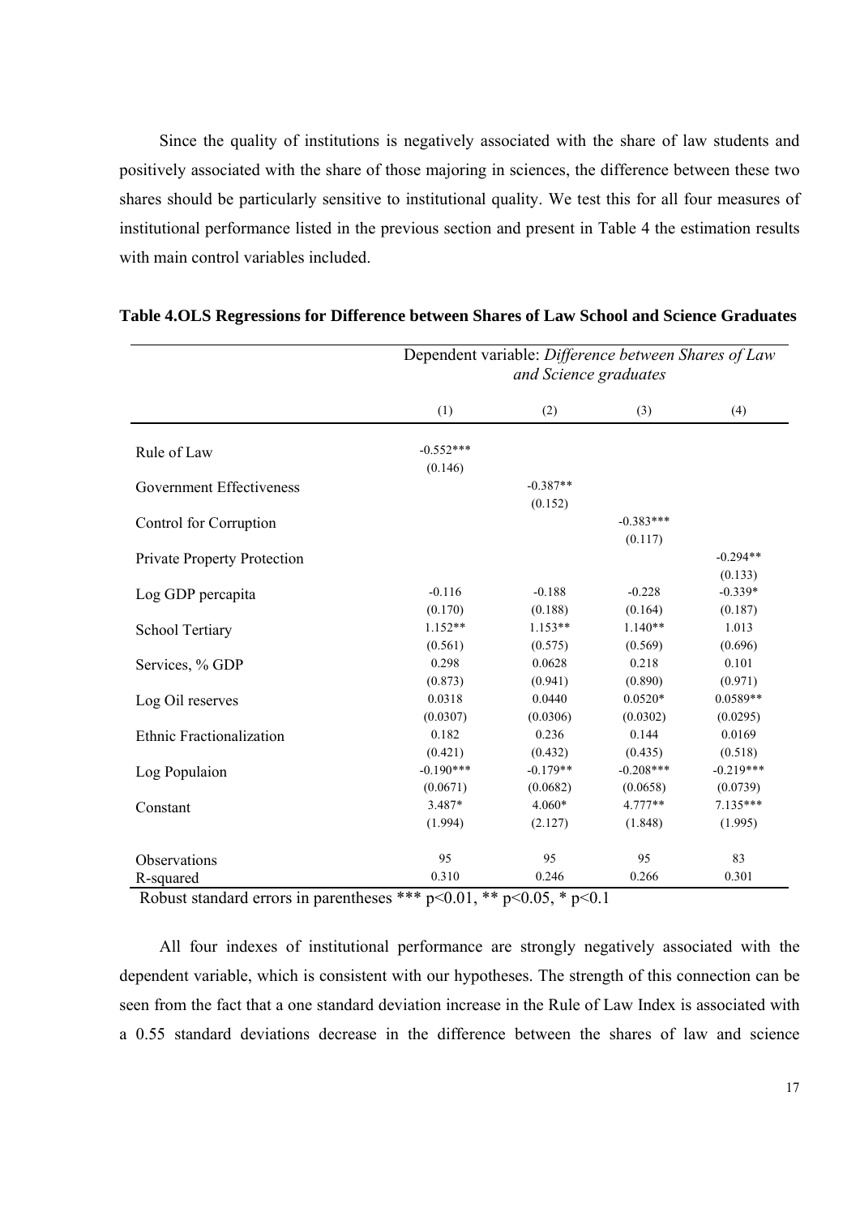Since the quality of institutions is negatively associated with the share of law students and positively associated with the share of those majoring in sciences, the difference between these two shares should be particularly sensitive to institutional quality. We test this for all four measures of institutional performance listed in the previous section and present in Table 4 the estimation results with main control variables included.

**Table 4.OLS Regressions for Difference between Shares of Law School and Science Graduates**

| | Dependent variable: *Difference between Shares of Law and Science graduates* | | | |
|---|---|---|---|---|
| | (1) | (2) | (3) | (4) |
| Rule of Law | -0.552*** | | | |
| | (0.146) | | | |
| Government Effectiveness | | -0.387** | | |
| | | (0.152) | | |
| Control for Corruption | | | -0.383*** | |
| | | | (0.117) | |
| Private Property Protection | | | | -0.294** |
| | | | | (0.133) |
| Log GDP percapita | -0.116 | -0.188 | -0.228 | -0.339* |
| | (0.170) | (0.188) | (0.164) | (0.187) |
| School Tertiary | 1.152** | 1.153** | 1.140** | 1.013 |
| | (0.561) | (0.575) | (0.569) | (0.696) |
| Services, % GDP | 0.298 | 0.0628 | 0.218 | 0.101 |
| | (0.873) | (0.941) | (0.890) | (0.971) |
| Log Oil reserves | 0.0318 | 0.0440 | 0.0520* | 0.0589** |
| | (0.0307) | (0.0306) | (0.0302) | (0.0295) |
| Ethnic Fractionalization | 0.182 | 0.236 | 0.144 | 0.0169 |
| | (0.421) | (0.432) | (0.435) | (0.518) |
| Log Populaion | -0.190*** | -0.179** | -0.208*** | -0.219*** |
| | (0.0671) | (0.0682) | (0.0658) | (0.0739) |
| Constant | 3.487* | 4.060* | 4.777** | 7.135*** |
| | (1.994) | (2.127) | (1.848) | (1.995) |
| Observations | 95 | 95 | 95 | 83 |
| R-squared | 0.310 | 0.246 | 0.266 | 0.301 |

Robust standard errors in parentheses *** $p<0.01$, ** $p<0.05$, * $p<0.1$

All four indexes of institutional performance are strongly negatively associated with the dependent variable, which is consistent with our hypotheses. The strength of this connection can be seen from the fact that a one standard deviation increase in the Rule of Law Index is associated with a 0.55 standard deviations decrease in the difference between the shares of law and science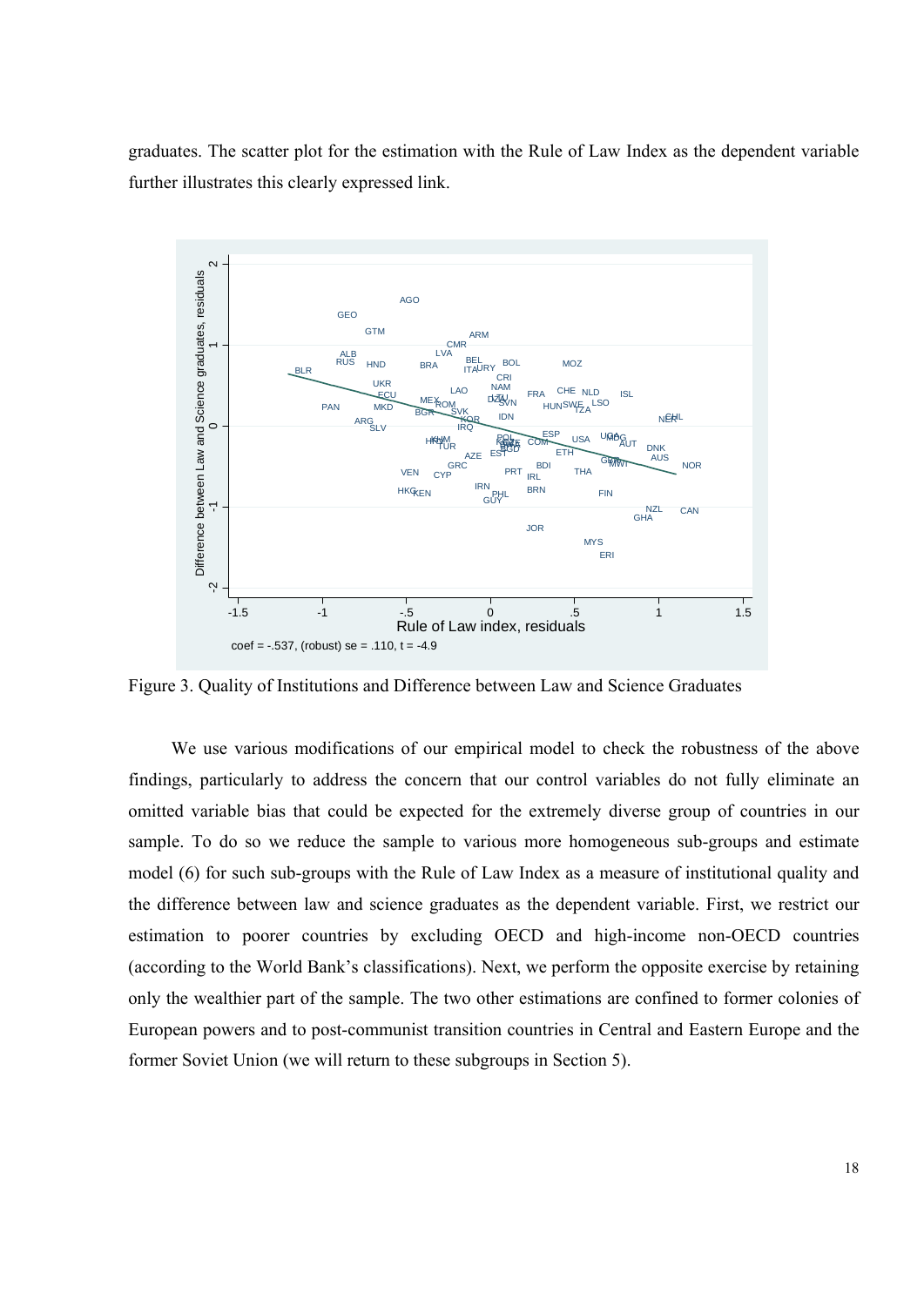graduates. The scatter plot for the estimation with the Rule of Law Index as the dependent variable further illustrates this clearly expressed link.

Figure 3. Quality of Institutions and Difference between Law and Science Graduates

We use various modifications of our empirical model to check the robustness of the above findings, particularly to address the concern that our control variables do not fully eliminate an omitted variable bias that could be expected for the extremely diverse group of countries in our sample. To do so we reduce the sample to various more homogeneous sub-groups and estimate model (6) for such sub-groups with the Rule of Law Index as a measure of institutional quality and the difference between law and science graduates as the dependent variable. First, we restrict our estimation to poorer countries by excluding OECD and high-income non-OECD countries (according to the World Bank's classifications). Next, we perform the opposite exercise by retaining only the wealthier part of the sample. The two other estimations are confined to former colonies of European powers and to post-communist transition countries in Central and Eastern Europe and the former Soviet Union (we will return to these subgroups in Section 5).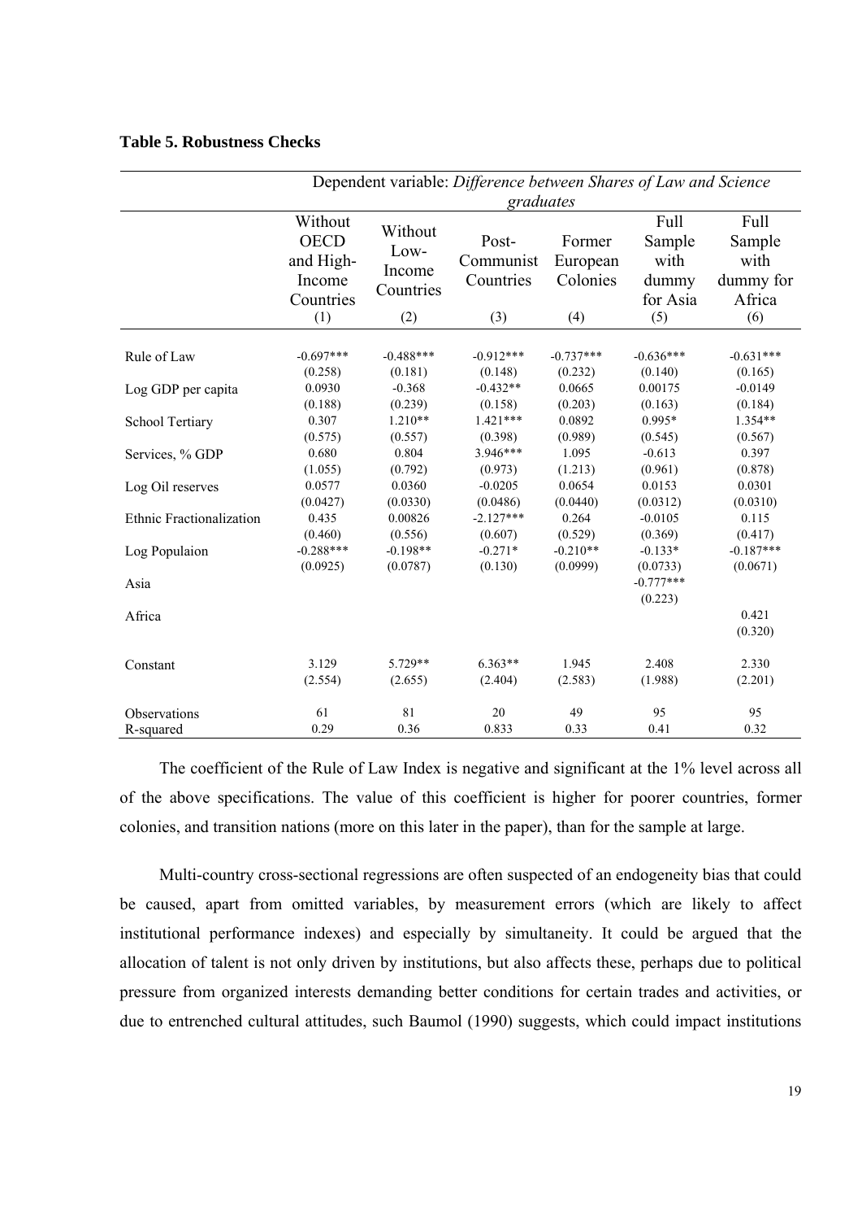**Table 5. Robustness Checks**

| | Dependent variable: *Difference between Shares of Law and Science graduates* | | | | | |
|---|---|---|---|---|---|---|
| | Without OECD and High-Income Countries | Without Low-Income Countries | Post-Communist Countries | Former European Colonies | Full Sample with dummy for Asia | Full Sample with dummy for Africa |
| | (1) | (2) | (3) | (4) | (5) | (6) |
| Rule of Law | -0.697*** | -0.488*** | -0.912*** | -0.737*** | -0.636*** | -0.631*** |
| | (0.258) | (0.181) | (0.148) | (0.232) | (0.140) | (0.165) |
| Log GDP per capita | 0.0930 | -0.368 | -0.432** | 0.0665 | 0.00175 | -0.0149 |
| | (0.188) | (0.239) | (0.158) | (0.203) | (0.163) | (0.184) |
| School Tertiary | 0.307 | 1.210** | 1.421*** | 0.0892 | 0.995* | 1.354** |
| | (0.575) | (0.557) | (0.398) | (0.989) | (0.545) | (0.567) |
| Services, % GDP | 0.680 | 0.804 | 3.946*** | 1.095 | -0.613 | 0.397 |
| | (1.055) | (0.792) | (0.973) | (1.213) | (0.961) | (0.878) |
| Log Oil reserves | 0.0577 | 0.0360 | -0.0205 | 0.0654 | 0.0153 | 0.0301 |
| | (0.0427) | (0.0330) | (0.0486) | (0.0440) | (0.0312) | (0.0310) |
| Ethnic Fractionalization | 0.435 | 0.00826 | -2.127*** | 0.264 | -0.0105 | 0.115 |
| | (0.460) | (0.556) | (0.607) | (0.529) | (0.369) | (0.417) |
| Log Populaion | -0.288*** | -0.198** | -0.271* | -0.210** | -0.133* | -0.187*** |
| | (0.0925) | (0.0787) | (0.130) | (0.0999) | (0.0733) | (0.0671) |
| Asia | | | | | -0.777*** | |
| | | | | | (0.223) | |
| Africa | | | | | | 0.421 |
| | | | | | | (0.320) |
| Constant | 3.129 | 5.729** | 6.363** | 1.945 | 2.408 | 2.330 |
| | (2.554) | (2.655) | (2.404) | (2.583) | (1.988) | (2.201) |
| Observations | 61 | 81 | 20 | 49 | 95 | 95 |
| R-squared | 0.29 | 0.36 | 0.833 | 0.33 | 0.41 | 0.32 |

The coefficient of the Rule of Law Index is negative and significant at the 1% level across all of the above specifications. The value of this coefficient is higher for poorer countries, former colonies, and transition nations (more on this later in the paper), than for the sample at large.

Multi-country cross-sectional regressions are often suspected of an endogeneity bias that could be caused, apart from omitted variables, by measurement errors (which are likely to affect institutional performance indexes) and especially by simultaneity. It could be argued that the allocation of talent is not only driven by institutions, but also affects these, perhaps due to political pressure from organized interests demanding better conditions for certain trades and activities, or due to entrenched cultural attitudes, such Baumol (1990) suggests, which could impact institutions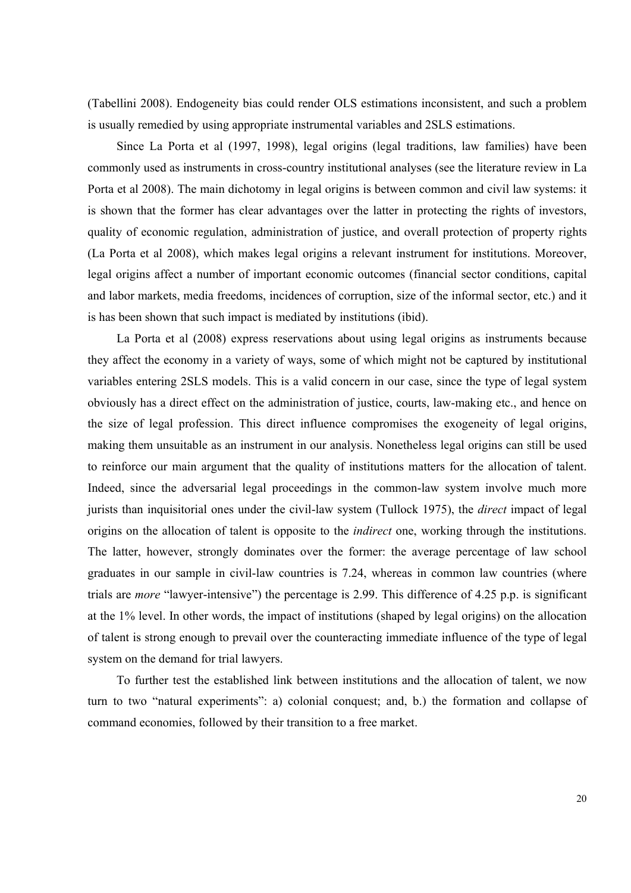(Tabellini 2008). Endogeneity bias could render OLS estimations inconsistent, and such a problem is usually remedied by using appropriate instrumental variables and 2SLS estimations.

Since La Porta et al (1997, 1998), legal origins (legal traditions, law families) have been commonly used as instruments in cross-country institutional analyses (see the literature review in La Porta et al 2008). The main dichotomy in legal origins is between common and civil law systems: it is shown that the former has clear advantages over the latter in protecting the rights of investors, quality of economic regulation, administration of justice, and overall protection of property rights (La Porta et al 2008), which makes legal origins a relevant instrument for institutions. Moreover, legal origins affect a number of important economic outcomes (financial sector conditions, capital and labor markets, media freedoms, incidences of corruption, size of the informal sector, etc.) and it is has been shown that such impact is mediated by institutions (ibid).

La Porta et al (2008) express reservations about using legal origins as instruments because they affect the economy in a variety of ways, some of which might not be captured by institutional variables entering 2SLS models. This is a valid concern in our case, since the type of legal system obviously has a direct effect on the administration of justice, courts, law-making etc., and hence on the size of legal profession. This direct influence compromises the exogeneity of legal origins, making them unsuitable as an instrument in our analysis. Nonetheless legal origins can still be used to reinforce our main argument that the quality of institutions matters for the allocation of talent. Indeed, since the adversarial legal proceedings in the common-law system involve much more jurists than inquisitorial ones under the civil-law system (Tullock 1975), the *direct* impact of legal origins on the allocation of talent is opposite to the *indirect* one, working through the institutions. The latter, however, strongly dominates over the former: the average percentage of law school graduates in our sample in civil-law countries is 7.24, whereas in common law countries (where trials are *more* "lawyer-intensive") the percentage is 2.99. This difference of 4.25 p.p. is significant at the 1% level. In other words, the impact of institutions (shaped by legal origins) on the allocation of talent is strong enough to prevail over the counteracting immediate influence of the type of legal system on the demand for trial lawyers.

To further test the established link between institutions and the allocation of talent, we now turn to two "natural experiments": a) colonial conquest; and, b.) the formation and collapse of command economies, followed by their transition to a free market.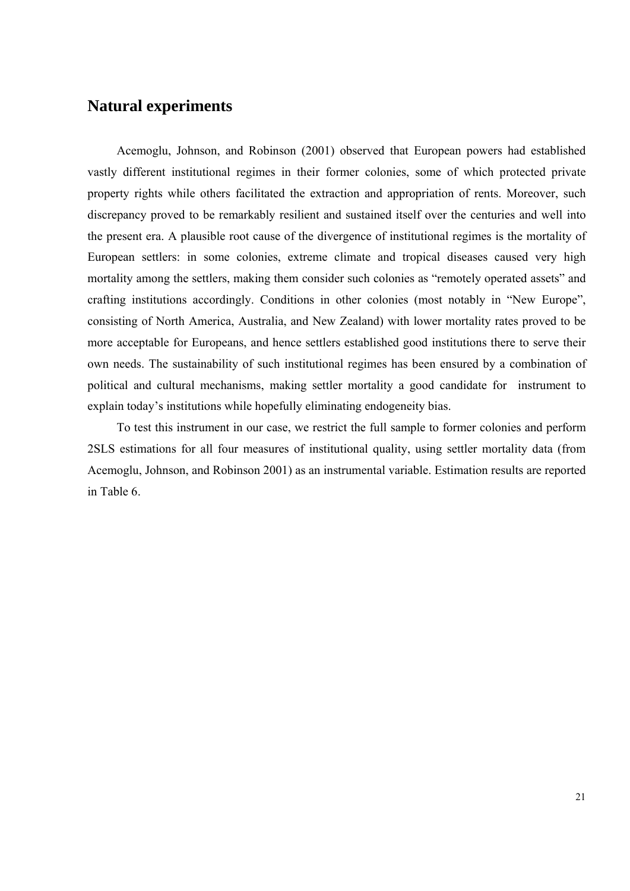## Natural experiments

Acemoglu, Johnson, and Robinson (2001) observed that European powers had established vastly different institutional regimes in their former colonies, some of which protected private property rights while others facilitated the extraction and appropriation of rents. Moreover, such discrepancy proved to be remarkably resilient and sustained itself over the centuries and well into the present era. A plausible root cause of the divergence of institutional regimes is the mortality of European settlers: in some colonies, extreme climate and tropical diseases caused very high mortality among the settlers, making them consider such colonies as "remotely operated assets" and crafting institutions accordingly. Conditions in other colonies (most notably in "New Europe", consisting of North America, Australia, and New Zealand) with lower mortality rates proved to be more acceptable for Europeans, and hence settlers established good institutions there to serve their own needs. The sustainability of such institutional regimes has been ensured by a combination of political and cultural mechanisms, making settler mortality a good candidate for instrument to explain today's institutions while hopefully eliminating endogeneity bias.

To test this instrument in our case, we restrict the full sample to former colonies and perform 2SLS estimations for all four measures of institutional quality, using settler mortality data (from Acemoglu, Johnson, and Robinson 2001) as an instrumental variable. Estimation results are reported in Table 6.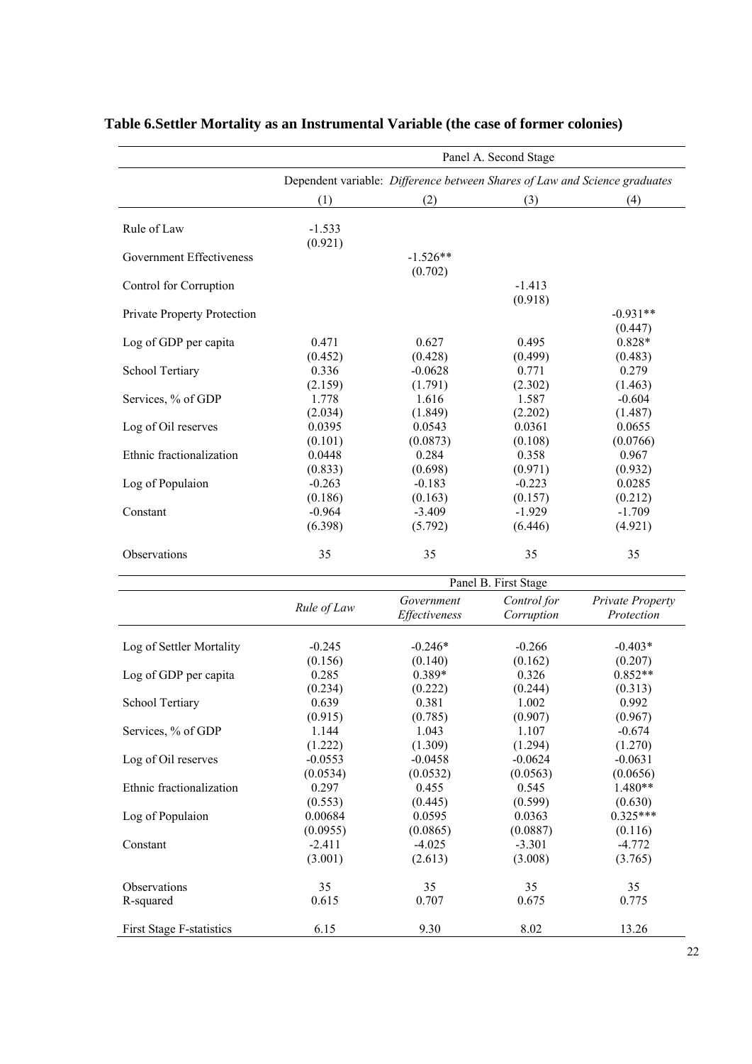**Table 6.Settler Mortality as an Instrumental Variable (the case of former colonies)**

| | Panel A. Second Stage | | | |
|---|---|---|---|---|
| | Dependent variable: *Difference between Shares of Law and Science graduates* | | | |
| | (1) | (2) | (3) | (4) |
| Rule of Law | -1.533 | | | |
| | (0.921) | | | |
| Government Effectiveness | | -1.526** | | |
| | | (0.702) | | |
| Control for Corruption | | | -1.413 | |
| | | | (0.918) | |
| Private Property Protection | | | | -0.931** |
| | | | | (0.447) |
| Log of GDP per capita | 0.471 | 0.627 | 0.495 | 0.828* |
| | (0.452) | (0.428) | (0.499) | (0.483) |
| School Tertiary | 0.336 | -0.0628 | 0.771 | 0.279 |
| | (2.159) | (1.791) | (2.302) | (1.463) |
| Services, % of GDP | 1.778 | 1.616 | 1.587 | -0.604 |
| | (2.034) | (1.849) | (2.202) | (1.487) |
| Log of Oil reserves | 0.0395 | 0.0543 | 0.0361 | 0.0655 |
| | (0.101) | (0.0873) | (0.108) | (0.0766) |
| Ethnic fractionalization | 0.0448 | 0.284 | 0.358 | 0.967 |
| | (0.833) | (0.698) | (0.971) | (0.932) |
| Log of Populaion | -0.263 | -0.183 | -0.223 | 0.0285 |
| | (0.186) | (0.163) | (0.157) | (0.212) |
| Constant | -0.964 | -3.409 | -1.929 | -1.709 |
| | (6.398) | (5.792) | (6.446) | (4.921) |
| Observations | 35 | 35 | 35 | 35 |

| | Panel B. First Stage | | | |
|---|---|---|---|---|
| | *Rule of Law* | *Government Effectiveness* | *Control for Corruption* | *Private Property Protection* |
| Log of Settler Mortality | -0.245 | -0.246* | -0.266 | -0.403* |
| | (0.156) | (0.140) | (0.162) | (0.207) |
| Log of GDP per capita | 0.285 | 0.389* | 0.326 | 0.852** |
| | (0.234) | (0.222) | (0.244) | (0.313) |
| School Tertiary | 0.639 | 0.381 | 1.002 | 0.992 |
| | (0.915) | (0.785) | (0.907) | (0.967) |
| Services, % of GDP | 1.144 | 1.043 | 1.107 | -0.674 |
| | (1.222) | (1.309) | (1.294) | (1.270) |
| Log of Oil reserves | -0.0553 | -0.0458 | -0.0624 | -0.0631 |
| | (0.0534) | (0.0532) | (0.0563) | (0.0656) |
| Ethnic fractionalization | 0.297 | 0.455 | 0.545 | 1.480** |
| | (0.553) | (0.445) | (0.599) | (0.630) |
| Log of Populaion | 0.00684 | 0.0595 | 0.0363 | 0.325*** |
| | (0.0955) | (0.0865) | (0.0887) | (0.116) |
| Constant | -2.411 | -4.025 | -3.301 | -4.772 |
| | (3.001) | (2.613) | (3.008) | (3.765) |
| Observations | 35 | 35 | 35 | 35 |
| R-squared | 0.615 | 0.707 | 0.675 | 0.775 |
| First Stage F-statistics | 6.15 | 9.30 | 8.02 | 13.26 |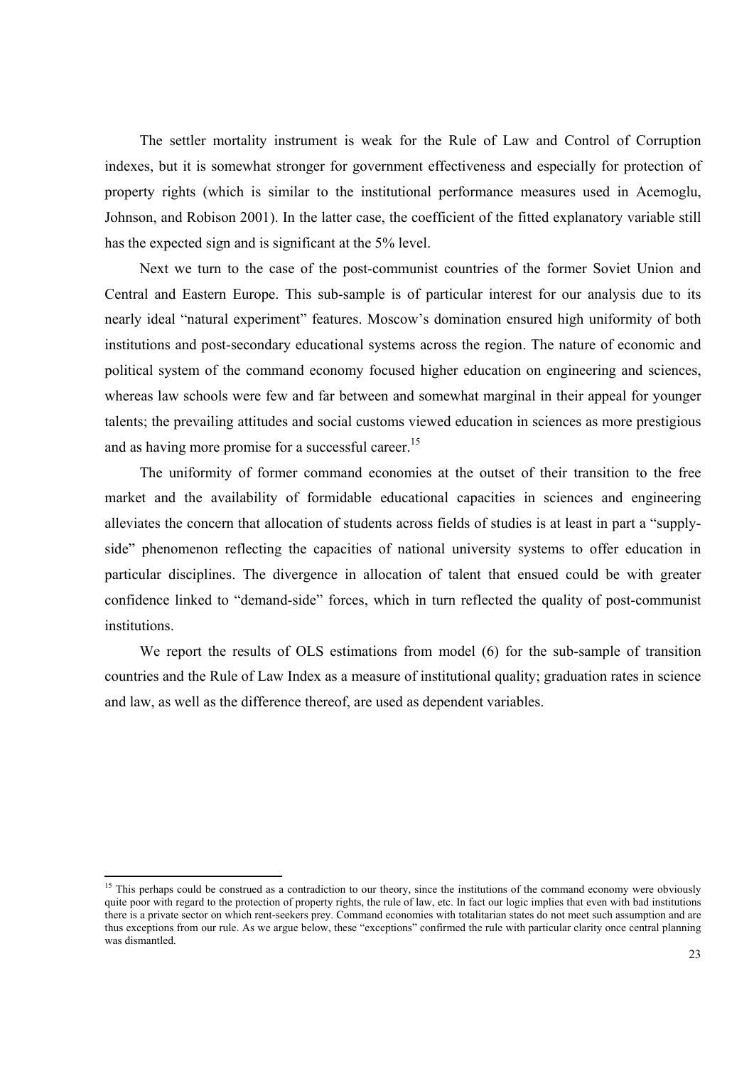The settler mortality instrument is weak for the Rule of Law and Control of Corruption indexes, but it is somewhat stronger for government effectiveness and especially for protection of property rights (which is similar to the institutional performance measures used in Acemoglu, Johnson, and Robison 2001). In the latter case, the coefficient of the fitted explanatory variable still has the expected sign and is significant at the 5% level.

Next we turn to the case of the post-communist countries of the former Soviet Union and Central and Eastern Europe. This sub-sample is of particular interest for our analysis due to its nearly ideal "natural experiment" features. Moscow's domination ensured high uniformity of both institutions and post-secondary educational systems across the region. The nature of economic and political system of the command economy focused higher education on engineering and sciences, whereas law schools were few and far between and somewhat marginal in their appeal for younger talents; the prevailing attitudes and social customs viewed education in sciences as more prestigious and as having more promise for a successful career.[15]

The uniformity of former command economies at the outset of their transition to the free market and the availability of formidable educational capacities in sciences and engineering alleviates the concern that allocation of students across fields of studies is at least in part a "supply-side" phenomenon reflecting the capacities of national university systems to offer education in particular disciplines. The divergence in allocation of talent that ensued could be with greater confidence linked to "demand-side" forces, which in turn reflected the quality of post-communist institutions.

We report the results of OLS estimations from model (6) for the sub-sample of transition countries and the Rule of Law Index as a measure of institutional quality; graduation rates in science and law, as well as the difference thereof, are used as dependent variables.

[15] This perhaps could be construed as a contradiction to our theory, since the institutions of the command economy were obviously quite poor with regard to the protection of property rights, the rule of law, etc. In fact our logic implies that even with bad institutions there is a private sector on which rent-seekers prey. Command economies with totalitarian states do not meet such assumption and are thus exceptions from our rule. As we argue below, these "exceptions" confirmed the rule with particular clarity once central planning was dismantled.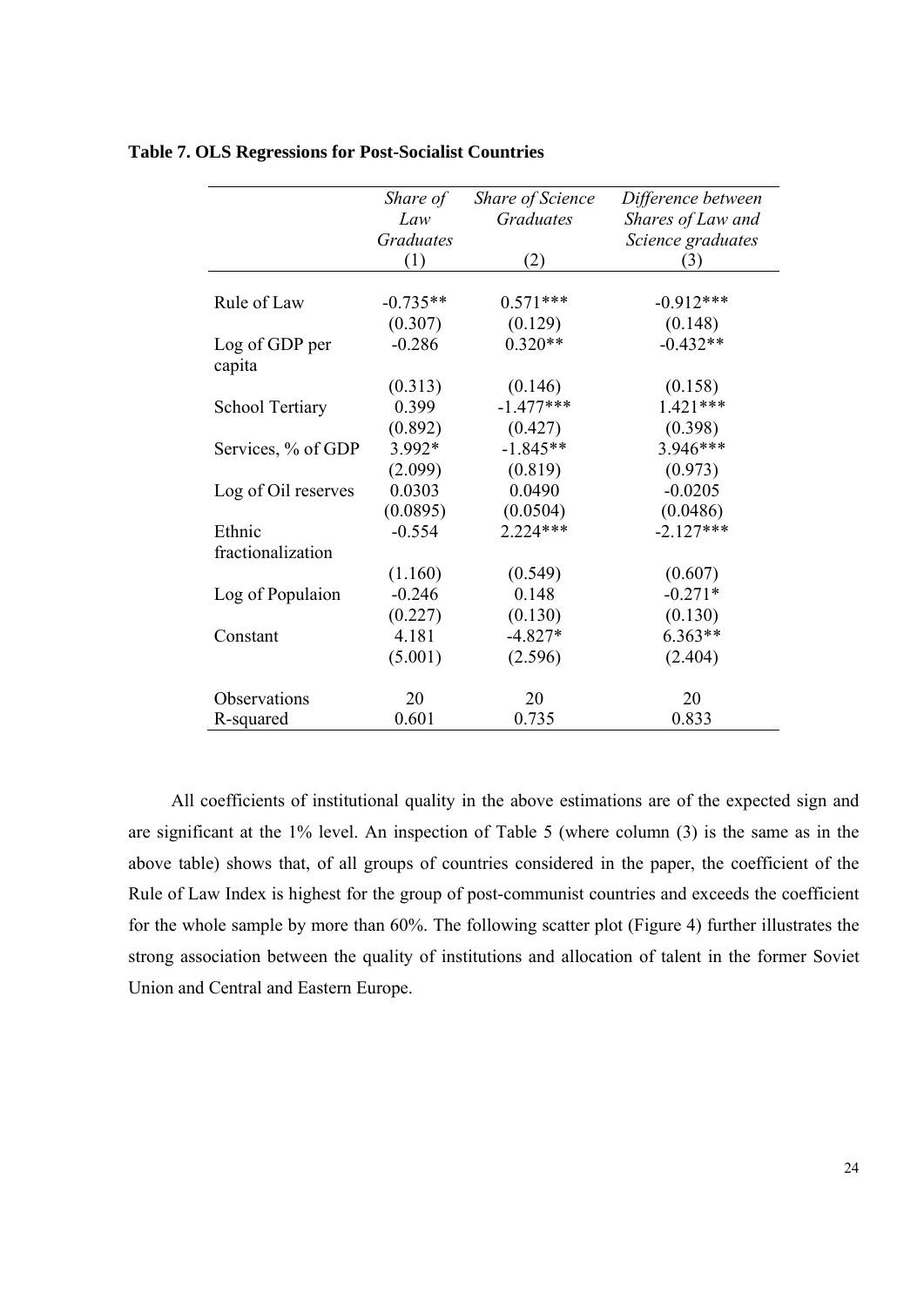**Table 7. OLS Regressions for Post-Socialist Countries**

| | *Share of Law Graduates* | *Share of Science Graduates* | *Difference between Shares of Law and Science graduates* |
|---|---|---|---|
| | (1) | (2) | (3) |
| Rule of Law | -0.735** | 0.571*** | -0.912*** |
| | (0.307) | (0.129) | (0.148) |
| Log of GDP per capita | -0.286 | 0.320** | -0.432** |
| | (0.313) | (0.146) | (0.158) |
| School Tertiary | 0.399 | -1.477*** | 1.421*** |
| | (0.892) | (0.427) | (0.398) |
| Services, % of GDP | 3.992* | -1.845** | 3.946*** |
| | (2.099) | (0.819) | (0.973) |
| Log of Oil reserves | 0.0303 | 0.0490 | -0.0205 |
| | (0.0895) | (0.0504) | (0.0486) |
| Ethnic fractionalization | -0.554 | 2.224*** | -2.127*** |
| | (1.160) | (0.549) | (0.607) |
| Log of Populaion | -0.246 | 0.148 | -0.271* |
| | (0.227) | (0.130) | (0.130) |
| Constant | 4.181 | -4.827* | 6.363** |
| | (5.001) | (2.596) | (2.404) |
| Observations | 20 | 20 | 20 |
| R-squared | 0.601 | 0.735 | 0.833 |

All coefficients of institutional quality in the above estimations are of the expected sign and are significant at the 1% level. An inspection of Table 5 (where column (3) is the same as in the above table) shows that, of all groups of countries considered in the paper, the coefficient of the Rule of Law Index is highest for the group of post-communist countries and exceeds the coefficient for the whole sample by more than 60%. The following scatter plot (Figure 4) further illustrates the strong association between the quality of institutions and allocation of talent in the former Soviet Union and Central and Eastern Europe.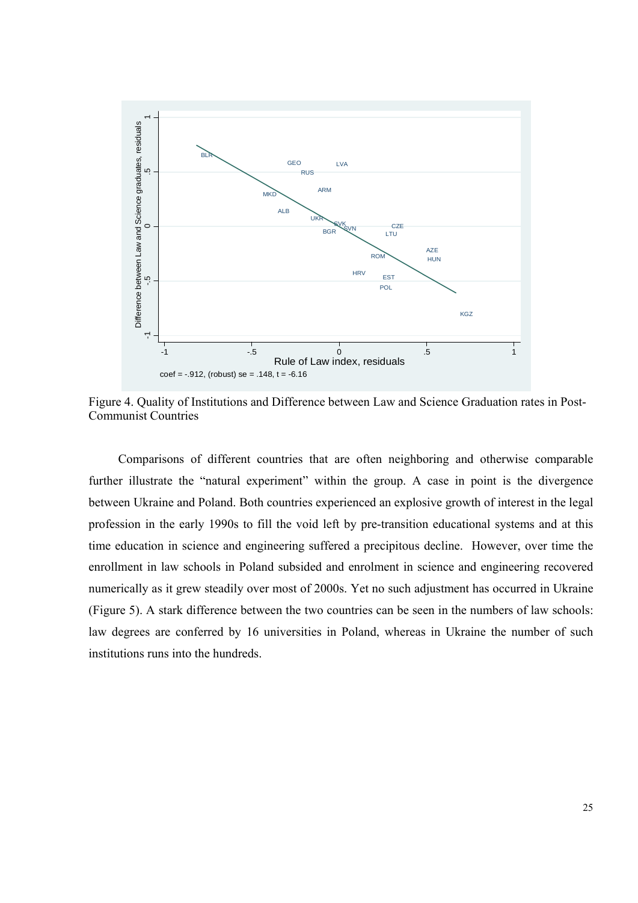Figure 4. Quality of Institutions and Difference between Law and Science Graduation rates in Post-Communist Countries

Comparisons of different countries that are often neighboring and otherwise comparable further illustrate the "natural experiment" within the group. A case in point is the divergence between Ukraine and Poland. Both countries experienced an explosive growth of interest in the legal profession in the early 1990s to fill the void left by pre-transition educational systems and at this time education in science and engineering suffered a precipitous decline. However, over time the enrollment in law schools in Poland subsided and enrolment in science and engineering recovered numerically as it grew steadily over most of 2000s. Yet no such adjustment has occurred in Ukraine (Figure 5). A stark difference between the two countries can be seen in the numbers of law schools: law degrees are conferred by 16 universities in Poland, whereas in Ukraine the number of such institutions runs into the hundreds.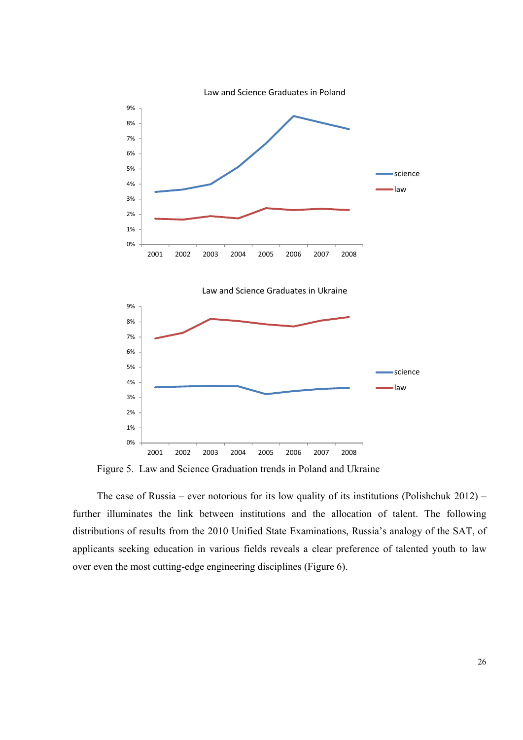Figure 5. Law and Science Graduation trends in Poland and Ukraine

The case of Russia – ever notorious for its low quality of its institutions (Polishchuk 2012) – further illuminates the link between institutions and the allocation of talent. The following distributions of results from the 2010 Unified State Examinations, Russia's analogy of the SAT, of applicants seeking education in various fields reveals a clear preference of talented youth to law over even the most cutting-edge engineering disciplines (Figure 6).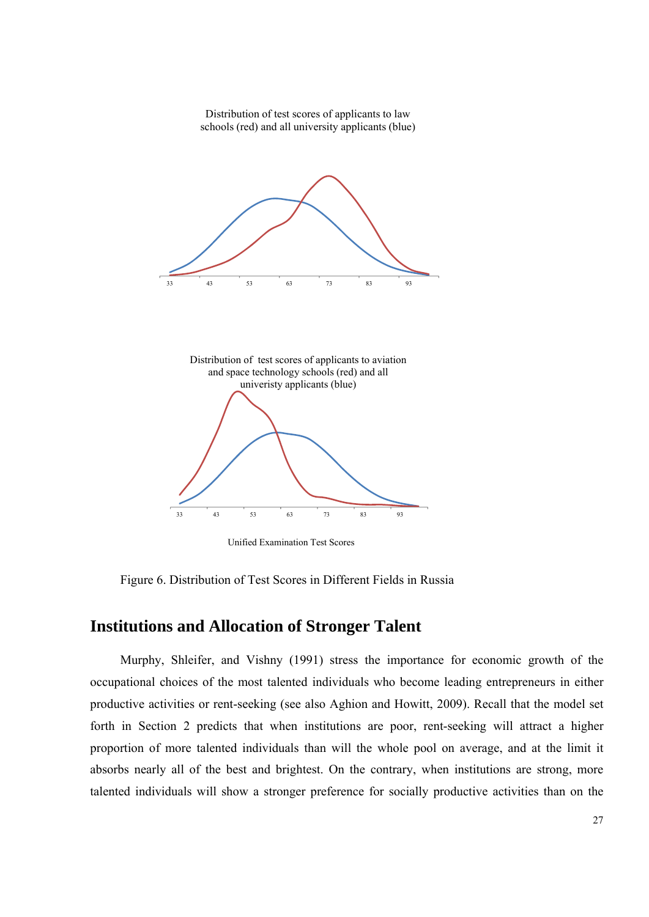Distribution of test scores of applicants to law schools (red) and all university applicants (blue)

Distribution of test scores of applicants to aviation and space technology schools (red) and all univeristy applicants (blue)

Unified Examination Test Scores

Figure 6. Distribution of Test Scores in Different Fields in Russia

## Institutions and Allocation of Stronger Talent

Murphy, Shleifer, and Vishny (1991) stress the importance for economic growth of the occupational choices of the most talented individuals who become leading entrepreneurs in either productive activities or rent-seeking (see also Aghion and Howitt, 2009). Recall that the model set forth in Section 2 predicts that when institutions are poor, rent-seeking will attract a higher proportion of more talented individuals than will the whole pool on average, and at the limit it absorbs nearly all of the best and brightest. On the contrary, when institutions are strong, more talented individuals will show a stronger preference for socially productive activities than on the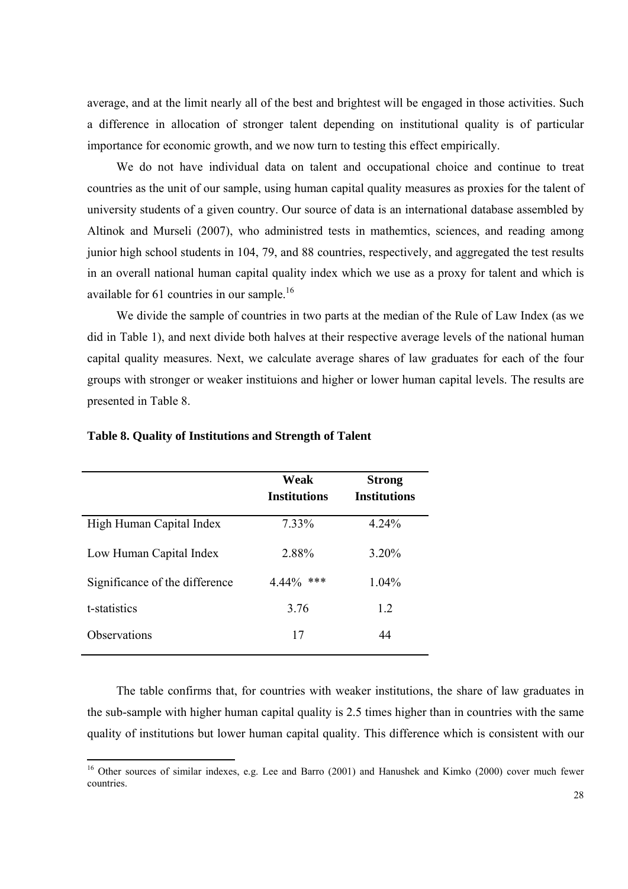average, and at the limit nearly all of the best and brightest will be engaged in those activities. Such a difference in allocation of stronger talent depending on institutional quality is of particular importance for economic growth, and we now turn to testing this effect empirically.

We do not have individual data on talent and occupational choice and continue to treat countries as the unit of our sample, using human capital quality measures as proxies for the talent of university students of a given country. Our source of data is an international database assembled by Altinok and Murseli (2007), who administred tests in mathemtics, sciences, and reading among junior high school students in 104, 79, and 88 countries, respectively, and aggregated the test results in an overall national human capital quality index which we use as a proxy for talent and which is available for 61 countries in our sample.[16]

We divide the sample of countries in two parts at the median of the Rule of Law Index (as we did in Table 1), and next divide both halves at their respective average levels of the national human capital quality measures. Next, we calculate average shares of law graduates for each of the four groups with stronger or weaker instituions and higher or lower human capital levels. The results are presented in Table 8.

**Table 8. Quality of Institutions and Strength of Talent**

| | Weak Institutions | Strong Institutions |
|---|---|---|
| High Human Capital Index | 7.33% | 4.24% |
| Low Human Capital Index | 2.88% | 3.20% |
| Significance of the difference | 4.44% *** | 1.04% |
| t-statistics | 3.76 | 1.2 |
| Observations | 17 | 44 |

The table confirms that, for countries with weaker institutions, the share of law graduates in the sub-sample with higher human capital quality is 2.5 times higher than in countries with the same quality of institutions but lower human capital quality. This difference which is consistent with our

[16] Other sources of similar indexes, e.g. Lee and Barro (2001) and Hanushek and Kimko (2000) cover much fewer countries.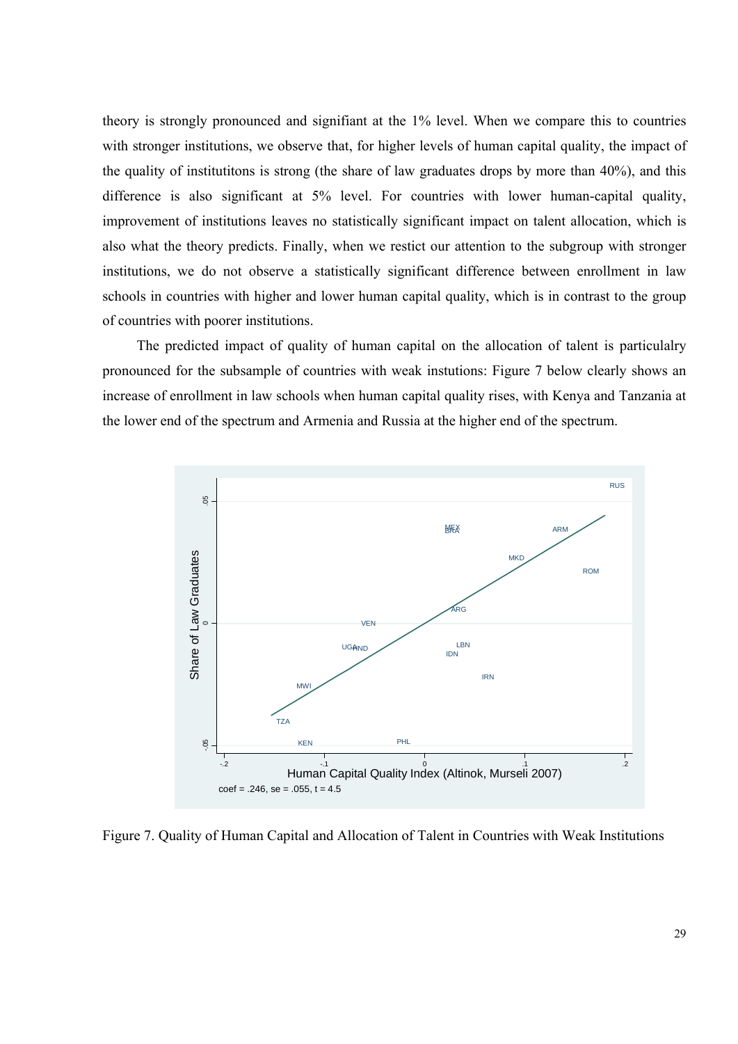theory is strongly pronounced and signifiant at the 1% level. When we compare this to countries with stronger institutions, we observe that, for higher levels of human capital quality, the impact of the quality of institutitons is strong (the share of law graduates drops by more than 40%), and this difference is also significant at 5% level. For countries with lower human-capital quality, improvement of institutions leaves no statistically significant impact on talent allocation, which is also what the theory predicts. Finally, when we restict our attention to the subgroup with stronger institutions, we do not observe a statistically significant difference between enrollment in law schools in countries with higher and lower human capital quality, which is in contrast to the group of countries with poorer institutions.

The predicted impact of quality of human capital on the allocation of talent is particulalry pronounced for the subsample of countries with weak instutions: Figure 7 below clearly shows an increase of enrollment in law schools when human capital quality rises, with Kenya and Tanzania at the lower end of the spectrum and Armenia and Russia at the higher end of the spectrum.

Figure 7. Quality of Human Capital and Allocation of Talent in Countries with Weak Institutions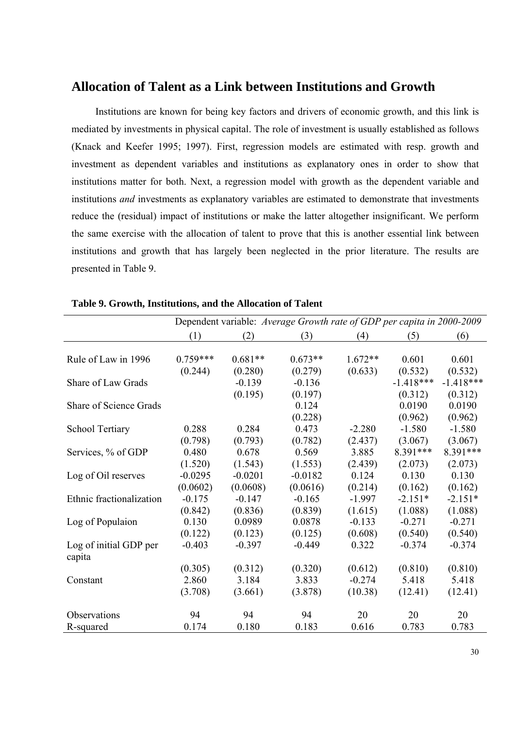## Allocation of Talent as a Link between Institutions and Growth

Institutions are known for being key factors and drivers of economic growth, and this link is mediated by investments in physical capital. The role of investment is usually established as follows (Knack and Keefer 1995; 1997). First, regression models are estimated with resp. growth and investment as dependent variables and institutions as explanatory ones in order to show that institutions matter for both. Next, a regression model with growth as the dependent variable and institutions *and* investments as explanatory variables are estimated to demonstrate that investments reduce the (residual) impact of institutions or make the latter altogether insignificant. We perform the same exercise with the allocation of talent to prove that this is another essential link between institutions and growth that has largely been neglected in the prior literature. The results are presented in Table 9.

**Table 9. Growth, Institutions, and the Allocation of Talent**

| | Dependent variable: *Average Growth rate of GDP per capita in 2000-2009* | | | | | |
|---|---|---|---|---|---|---|
| | (1) | (2) | (3) | (4) | (5) | (6) |
| Rule of Law in 1996 | 0.759*** | 0.681** | 0.673** | 1.672** | 0.601 | 0.601 |
| | (0.244) | (0.280) | (0.279) | (0.633) | (0.532) | (0.532) |
| Share of Law Grads | | -0.139 | -0.136 | | -1.418*** | -1.418*** |
| | | (0.195) | (0.197) | | (0.312) | (0.312) |
| Share of Science Grads | | | 0.124 | | 0.0190 | 0.0190 |
| | | | (0.228) | | (0.962) | (0.962) |
| School Tertiary | 0.288 | 0.284 | 0.473 | -2.280 | -1.580 | -1.580 |
| | (0.798) | (0.793) | (0.782) | (2.437) | (3.067) | (3.067) |
| Services, % of GDP | 0.480 | 0.678 | 0.569 | 3.885 | 8.391*** | 8.391*** |
| | (1.520) | (1.543) | (1.553) | (2.439) | (2.073) | (2.073) |
| Log of Oil reserves | -0.0295 | -0.0201 | -0.0182 | 0.124 | 0.130 | 0.130 |
| | (0.0602) | (0.0608) | (0.0616) | (0.214) | (0.162) | (0.162) |
| Ethnic fractionalization | -0.175 | -0.147 | -0.165 | -1.997 | -2.151* | -2.151* |
| | (0.842) | (0.836) | (0.839) | (1.615) | (1.088) | (1.088) |
| Log of Populaion | 0.130 | 0.0989 | 0.0878 | -0.133 | -0.271 | -0.271 |
| | (0.122) | (0.123) | (0.125) | (0.608) | (0.540) | (0.540) |
| Log of initial GDP per capita | -0.403 | -0.397 | -0.449 | 0.322 | -0.374 | -0.374 |
| | (0.305) | (0.312) | (0.320) | (0.612) | (0.810) | (0.810) |
| Constant | 2.860 | 3.184 | 3.833 | -0.274 | 5.418 | 5.418 |
| | (3.708) | (3.661) | (3.878) | (10.38) | (12.41) | (12.41) |
| Observations | 94 | 94 | 94 | 20 | 20 | 20 |
| R-squared | 0.174 | 0.180 | 0.183 | 0.616 | 0.783 | 0.783 |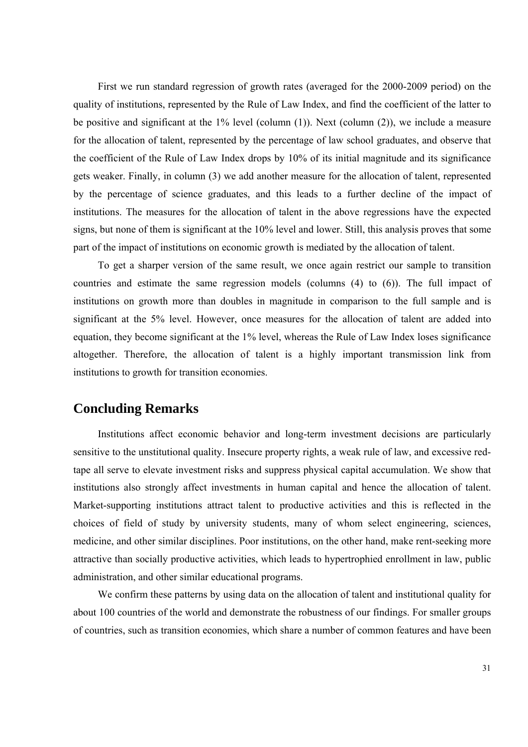First we run standard regression of growth rates (averaged for the 2000-2009 period) on the quality of institutions, represented by the Rule of Law Index, and find the coefficient of the latter to be positive and significant at the 1% level (column (1)). Next (column (2)), we include a measure for the allocation of talent, represented by the percentage of law school graduates, and observe that the coefficient of the Rule of Law Index drops by 10% of its initial magnitude and its significance gets weaker. Finally, in column (3) we add another measure for the allocation of talent, represented by the percentage of science graduates, and this leads to a further decline of the impact of institutions. The measures for the allocation of talent in the above regressions have the expected signs, but none of them is significant at the 10% level and lower. Still, this analysis proves that some part of the impact of institutions on economic growth is mediated by the allocation of talent.

To get a sharper version of the same result, we once again restrict our sample to transition countries and estimate the same regression models (columns (4) to (6)). The full impact of institutions on growth more than doubles in magnitude in comparison to the full sample and is significant at the 5% level. However, once measures for the allocation of talent are added into equation, they become significant at the 1% level, whereas the Rule of Law Index loses significance altogether. Therefore, the allocation of talent is a highly important transmission link from institutions to growth for transition economies.

## Concluding Remarks

Institutions affect economic behavior and long-term investment decisions are particularly sensitive to the unstitutional quality. Insecure property rights, a weak rule of law, and excessive red-tape all serve to elevate investment risks and suppress physical capital accumulation. We show that institutions also strongly affect investments in human capital and hence the allocation of talent. Market-supporting institutions attract talent to productive activities and this is reflected in the choices of field of study by university students, many of whom select engineering, sciences, medicine, and other similar disciplines. Poor institutions, on the other hand, make rent-seeking more attractive than socially productive activities, which leads to hypertrophied enrollment in law, public administration, and other similar educational programs.

We confirm these patterns by using data on the allocation of talent and institutional quality for about 100 countries of the world and demonstrate the robustness of our findings. For smaller groups of countries, such as transition economies, which share a number of common features and have been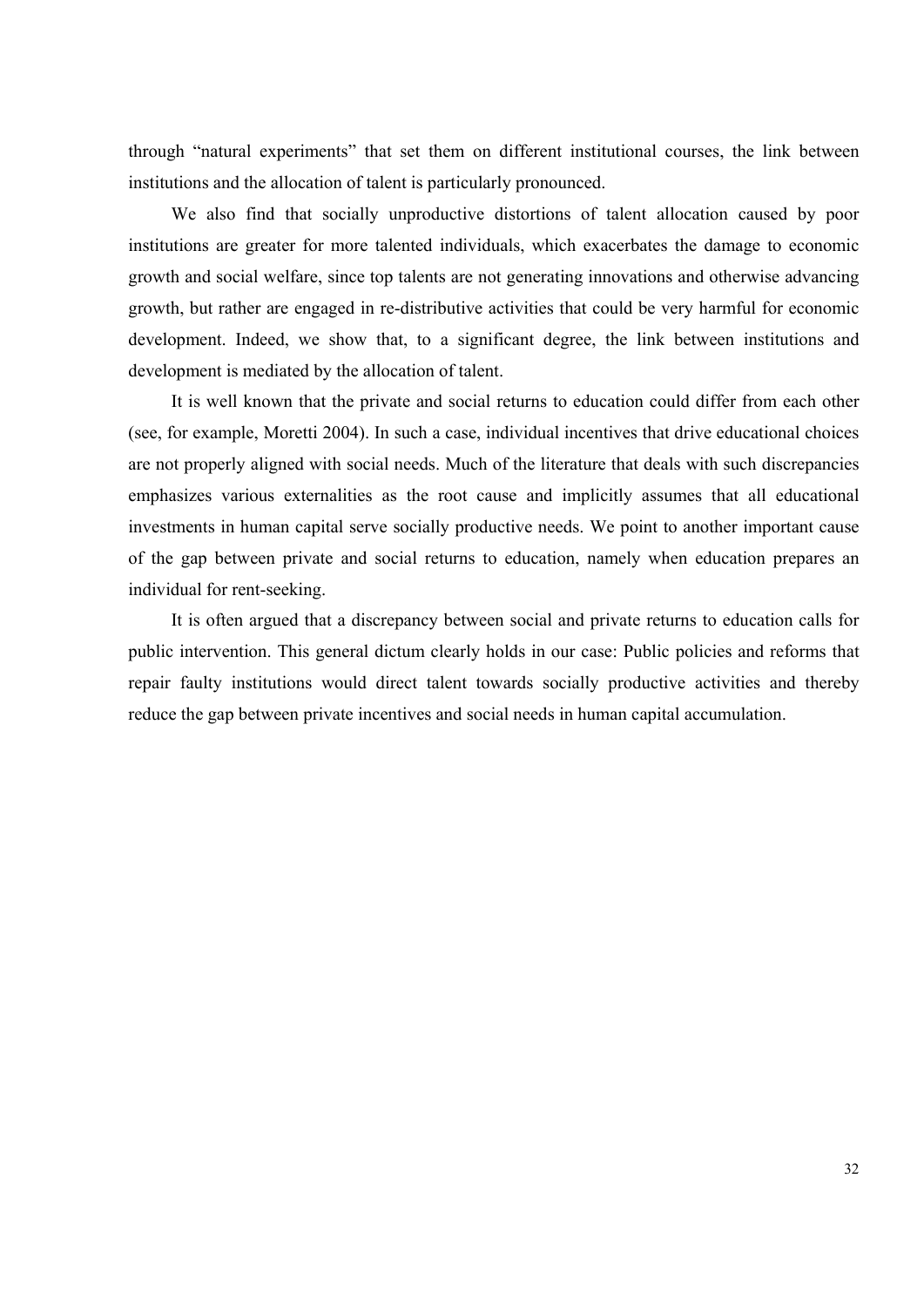through "natural experiments" that set them on different institutional courses, the link between institutions and the allocation of talent is particularly pronounced.

We also find that socially unproductive distortions of talent allocation caused by poor institutions are greater for more talented individuals, which exacerbates the damage to economic growth and social welfare, since top talents are not generating innovations and otherwise advancing growth, but rather are engaged in re-distributive activities that could be very harmful for economic development. Indeed, we show that, to a significant degree, the link between institutions and development is mediated by the allocation of talent.

It is well known that the private and social returns to education could differ from each other (see, for example, Moretti 2004). In such a case, individual incentives that drive educational choices are not properly aligned with social needs. Much of the literature that deals with such discrepancies emphasizes various externalities as the root cause and implicitly assumes that all educational investments in human capital serve socially productive needs. We point to another important cause of the gap between private and social returns to education, namely when education prepares an individual for rent-seeking.

It is often argued that a discrepancy between social and private returns to education calls for public intervention. This general dictum clearly holds in our case: Public policies and reforms that repair faulty institutions would direct talent towards socially productive activities and thereby reduce the gap between private incentives and social needs in human capital accumulation.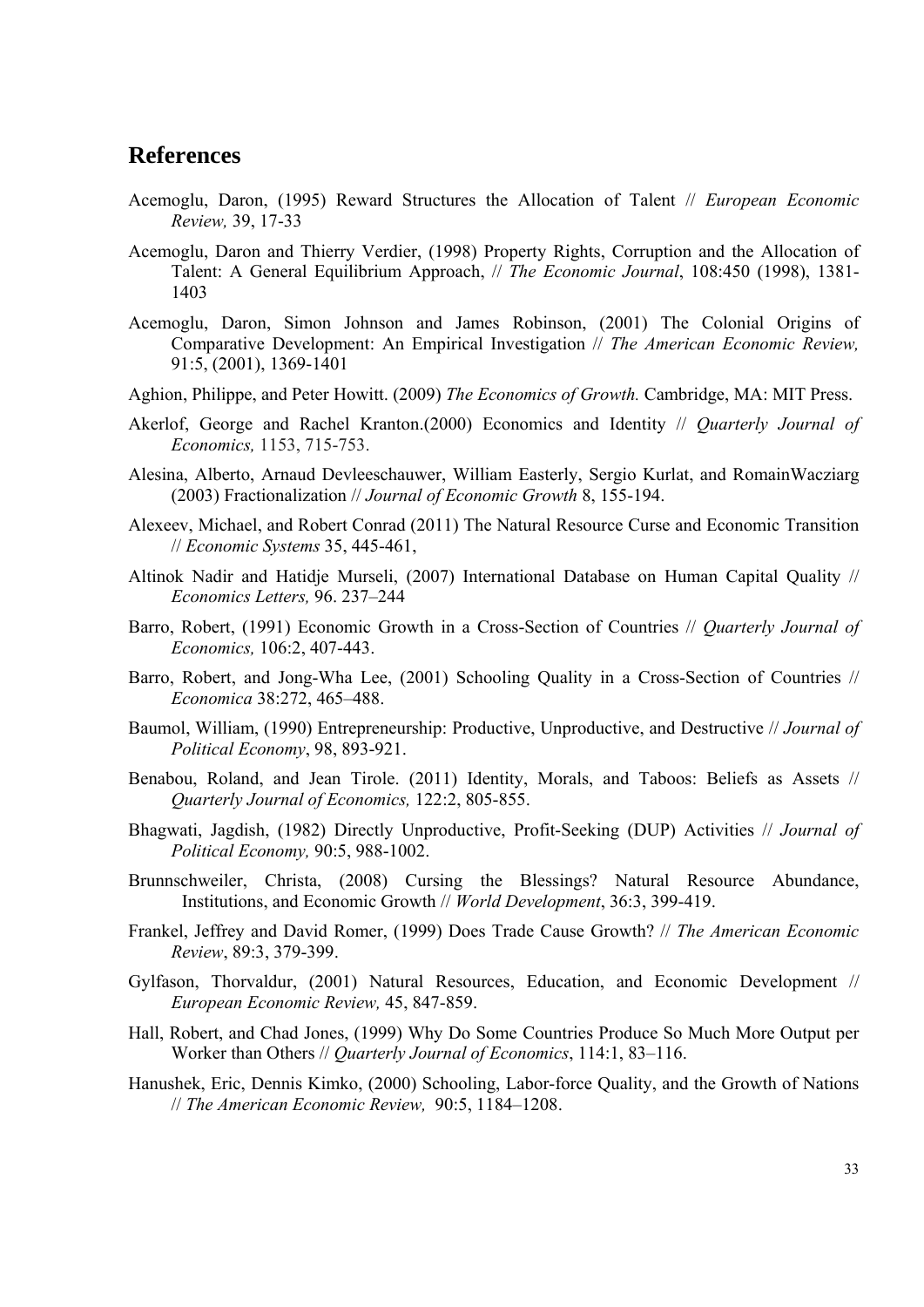## References

Acemoglu, Daron, (1995) Reward Structures the Allocation of Talent // *European Economic Review,* 39, 17-33

Acemoglu, Daron and Thierry Verdier, (1998) Property Rights, Corruption and the Allocation of Talent: A General Equilibrium Approach, // *The Economic Journal*, 108:450 (1998), 1381-1403

Acemoglu, Daron, Simon Johnson and James Robinson, (2001) The Colonial Origins of Comparative Development: An Empirical Investigation // *The American Economic Review,* 91:5, (2001), 1369-1401

Aghion, Philippe, and Peter Howitt. (2009) *The Economics of Growth.* Cambridge, MA: MIT Press.

Akerlof, George and Rachel Kranton.(2000) Economics and Identity // *Quarterly Journal of Economics,* 1153, 715-753.

Alesina, Alberto, Arnaud Devleeschauwer, William Easterly, Sergio Kurlat, and RomainWacziarg (2003) Fractionalization // *Journal of Economic Growth* 8, 155-194.

Alexeev, Michael, and Robert Conrad (2011) The Natural Resource Curse and Economic Transition // *Economic Systems* 35, 445-461,

Altinok Nadir and Hatidje Murseli, (2007) International Database on Human Capital Quality // *Economics Letters,* 96. 237–244

Barro, Robert, (1991) Economic Growth in a Cross-Section of Countries // *Quarterly Journal of Economics,* 106:2, 407-443.

Barro, Robert, and Jong-Wha Lee, (2001) Schooling Quality in a Cross-Section of Countries // *Economica* 38:272, 465–488.

Baumol, William, (1990) Entrepreneurship: Productive, Unproductive, and Destructive // *Journal of Political Economy*, 98, 893-921.

Benabou, Roland, and Jean Tirole. (2011) Identity, Morals, and Taboos: Beliefs as Assets // *Quarterly Journal of Economics,* 122:2, 805-855.

Bhagwati, Jagdish, (1982) Directly Unproductive, Profit-Seeking (DUP) Activities // *Journal of Political Economy,* 90:5, 988-1002.

Brunnschweiler, Christa, (2008) Cursing the Blessings? Natural Resource Abundance, Institutions, and Economic Growth // *World Development*, 36:3, 399-419.

Frankel, Jeffrey and David Romer, (1999) Does Trade Cause Growth? // *The American Economic Review*, 89:3, 379-399.

Gylfason, Thorvaldur, (2001) Natural Resources, Education, and Economic Development // *European Economic Review,* 45, 847-859.

Hall, Robert, and Chad Jones, (1999) Why Do Some Countries Produce So Much More Output per Worker than Others // *Quarterly Journal of Economics*, 114:1, 83–116.

Hanushek, Eric, Dennis Kimko, (2000) Schooling, Labor-force Quality, and the Growth of Nations // *The American Economic Review,* 90:5, 1184–1208.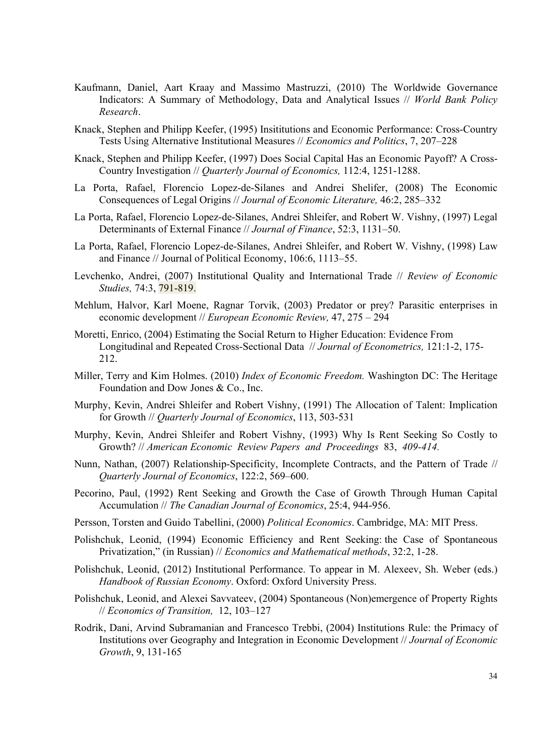Kaufmann, Daniel, Aart Kraay and Massimo Mastruzzi, (2010) The Worldwide Governance Indicators: A Summary of Methodology, Data and Analytical Issues // *World Bank Policy Research*.

Knack, Stephen and Philipp Keefer, (1995) Insititutions and Economic Performance: Cross-Country Tests Using Alternative Institutional Measures // *Economics and Politics*, 7, 207–228

Knack, Stephen and Philipp Keefer, (1997) Does Social Capital Has an Economic Payoff? A Cross-Country Investigation // *Quarterly Journal of Economics,* 112:4, 1251-1288.

La Porta, Rafael, Florencio Lopez-de-Silanes and Andrei Shelifer, (2008) The Economic Consequences of Legal Origins // *Journal of Economic Literature,* 46:2, 285–332

La Porta, Rafael, Florencio Lopez-de-Silanes, Andrei Shleifer, and Robert W. Vishny, (1997) Legal Determinants of External Finance // *Journal of Finance*, 52:3, 1131–50.

La Porta, Rafael, Florencio Lopez-de-Silanes, Andrei Shleifer, and Robert W. Vishny, (1998) Law and Finance // Journal of Political Economy, 106:6, 1113–55.

Levchenko, Andrei, (2007) Institutional Quality and International Trade // *Review of Economic Studies,* 74:3, 791-819.

Mehlum, Halvor, Karl Moene, Ragnar Torvik, (2003) Predator or prey? Parasitic enterprises in economic development // *European Economic Review,* 47, 275 – 294

Moretti, Enrico, (2004) Estimating the Social Return to Higher Education: Evidence From Longitudinal and Repeated Cross-Sectional Data // *Journal of Econometrics,* 121:1-2, 175-212.

Miller, Terry and Kim Holmes. (2010) *Index of Economic Freedom.* Washington DC: The Heritage Foundation and Dow Jones & Co., Inc.

Murphy, Kevin, Andrei Shleifer and Robert Vishny, (1991) The Allocation of Talent: Implication for Growth // *Quarterly Journal of Economics*, 113, 503-531

Murphy, Kevin, Andrei Shleifer and Robert Vishny, (1993) Why Is Rent Seeking So Costly to Growth? // *American Economic Review Papers and Proceedings* 83, *409-414.*

Nunn, Nathan, (2007) Relationship-Specificity, Incomplete Contracts, and the Pattern of Trade // *Quarterly Journal of Economics*, 122:2, 569–600.

Pecorino, Paul, (1992) Rent Seeking and Growth the Case of Growth Through Human Capital Accumulation // *The Canadian Journal of Economics*, 25:4, 944-956.

Persson, Torsten and Guido Tabellini, (2000) *Political Economics*. Cambridge, MA: MIT Press.

Polishchuk, Leonid, (1994) Economic Efficiency and Rent Seeking: the Case of Spontaneous Privatization," (in Russian) // *Economics and Mathematical methods*, 32:2, 1-28.

Polishchuk, Leonid, (2012) Institutional Performance. To appear in M. Alexeev, Sh. Weber (eds.) *Handbook of Russian Economy*. Oxford: Oxford University Press.

Polishchuk, Leonid, and Alexei Savvateev, (2004) Spontaneous (Non)emergence of Property Rights // *Economics of Transition,* 12, 103–127

Rodrik, Dani, Arvind Subramanian and Francesco Trebbi, (2004) Institutions Rule: the Primacy of Institutions over Geography and Integration in Economic Development // *Journal of Economic Growth*, 9, 131-165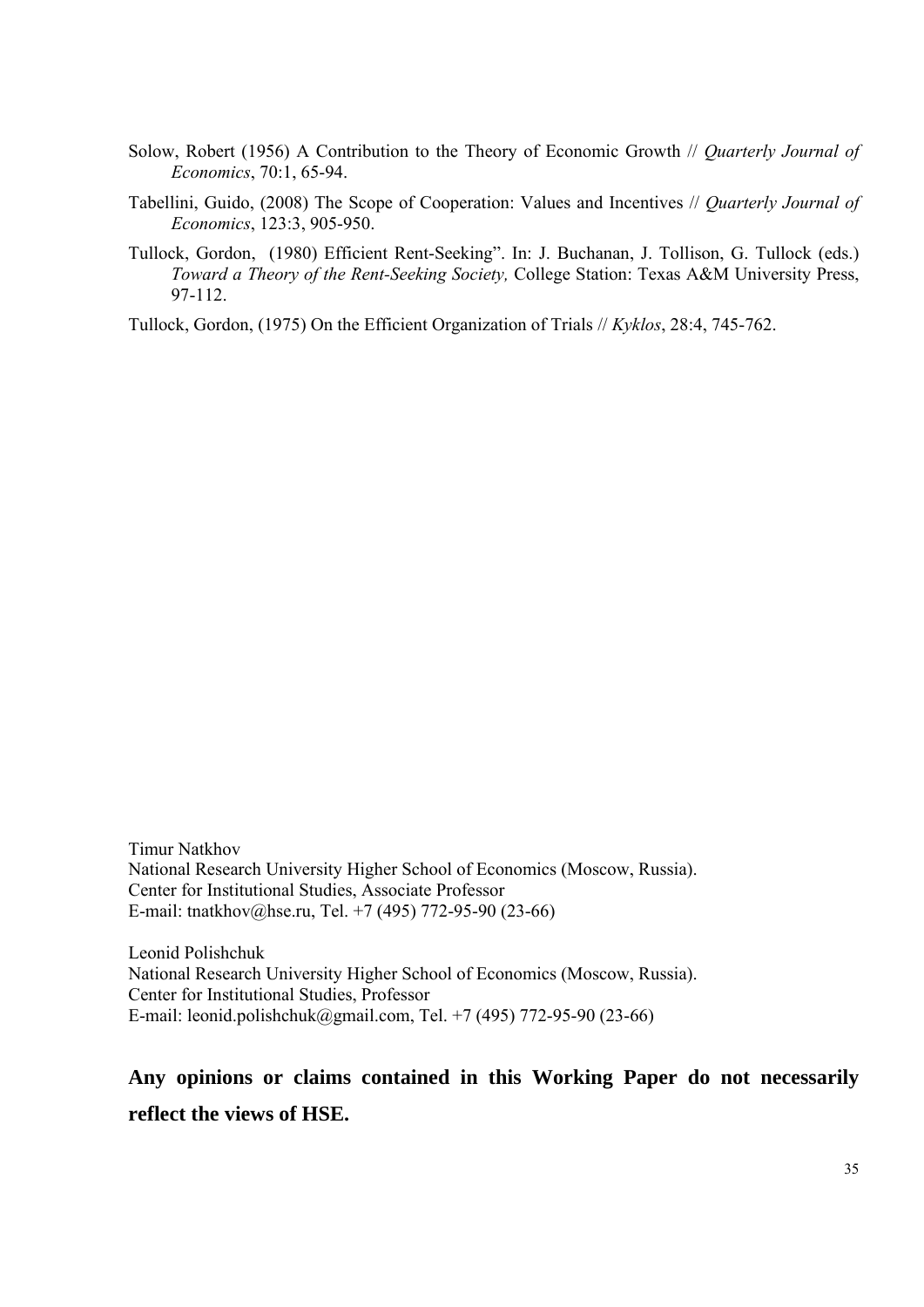Solow, Robert (1956) A Contribution to the Theory of Economic Growth // *Quarterly Journal of Economics*, 70:1, 65-94.

Tabellini, Guido, (2008) The Scope of Cooperation: Values and Incentives // *Quarterly Journal of Economics*, 123:3, 905-950.

Tullock, Gordon, (1980) Efficient Rent-Seeking". In: J. Buchanan, J. Tollison, G. Tullock (eds.) *Toward a Theory of the Rent-Seeking Society,* College Station: Texas A&M University Press, 97-112.

Tullock, Gordon, (1975) On the Efficient Organization of Trials // *Kyklos*, 28:4, 745-762.

Timur Natkhov
National Research University Higher School of Economics (Moscow, Russia).
Center for Institutional Studies, Associate Professor
E-mail: tnatkhov@hse.ru, Tel. +7 (495) 772-95-90 (23-66)

Leonid Polishchuk
National Research University Higher School of Economics (Moscow, Russia).
Center for Institutional Studies, Professor
E-mail: leonid.polishchuk@gmail.com, Tel. +7 (495) 772-95-90 (23-66)

**Any opinions or claims contained in this Working Paper do not necessarily reflect the views of HSE.**